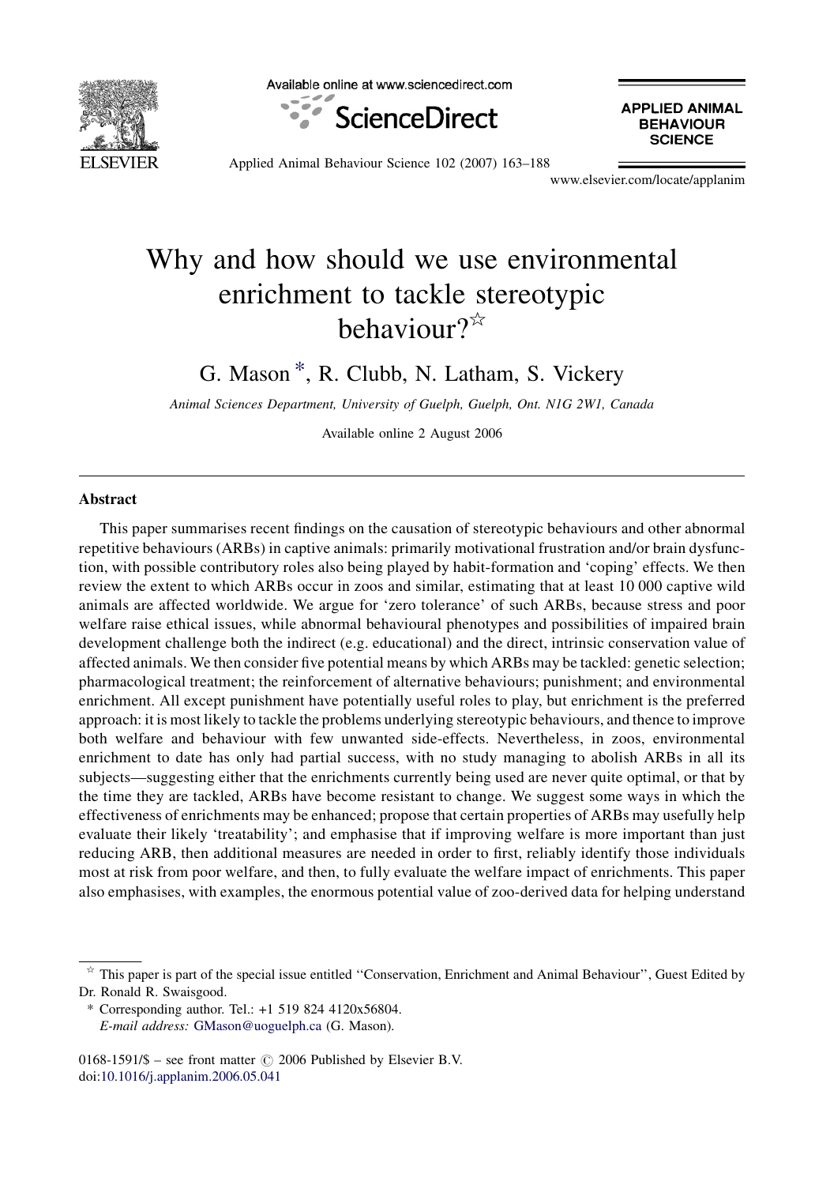# Why and how should we use environmental enrichment to tackle stereotypic behaviour?☆

G. Mason *, R. Clubb, N. Latham, S. Vickery

*Animal Sciences Department, University of Guelph, Guelph, Ont. N1G 2W1, Canada*

Available online 2 August 2006

## Abstract

This paper summarises recent findings on the causation of stereotypic behaviours and other abnormal repetitive behaviours (ARBs) in captive animals: primarily motivational frustration and/or brain dysfunction, with possible contributory roles also being played by habit-formation and 'coping' effects. We then review the extent to which ARBs occur in zoos and similar, estimating that at least 10 000 captive wild animals are affected worldwide. We argue for 'zero tolerance' of such ARBs, because stress and poor welfare raise ethical issues, while abnormal behavioural phenotypes and possibilities of impaired brain development challenge both the indirect (e.g. educational) and the direct, intrinsic conservation value of affected animals. We then consider five potential means by which ARBs may be tackled: genetic selection; pharmacological treatment; the reinforcement of alternative behaviours; punishment; and environmental enrichment. All except punishment have potentially useful roles to play, but enrichment is the preferred approach: it is most likely to tackle the problems underlying stereotypic behaviours, and thence to improve both welfare and behaviour with few unwanted side-effects. Nevertheless, in zoos, environmental enrichment to date has only had partial success, with no study managing to abolish ARBs in all its subjects—suggesting either that the enrichments currently being used are never quite optimal, or that by the time they are tackled, ARBs have become resistant to change. We suggest some ways in which the effectiveness of enrichments may be enhanced; propose that certain properties of ARBs may usefully help evaluate their likely 'treatability'; and emphasise that if improving welfare is more important than just reducing ARB, then additional measures are needed in order to first, reliably identify those individuals most at risk from poor welfare, and then, to fully evaluate the welfare impact of enrichments. This paper also emphasises, with examples, the enormous potential value of zoo-derived data for helping understand

☆ This paper is part of the special issue entitled "Conservation, Enrichment and Animal Behaviour", Guest Edited by Dr. Ronald R. Swaisgood.

\* Corresponding author. Tel.: +1 519 824 4120x56804.
*E-mail address:* GMason@uoguelph.ca (G. Mason).

0168-1591/$ – see front matter © 2006 Published by Elsevier B.V.
doi:10.1016/j.applanim.2006.05.041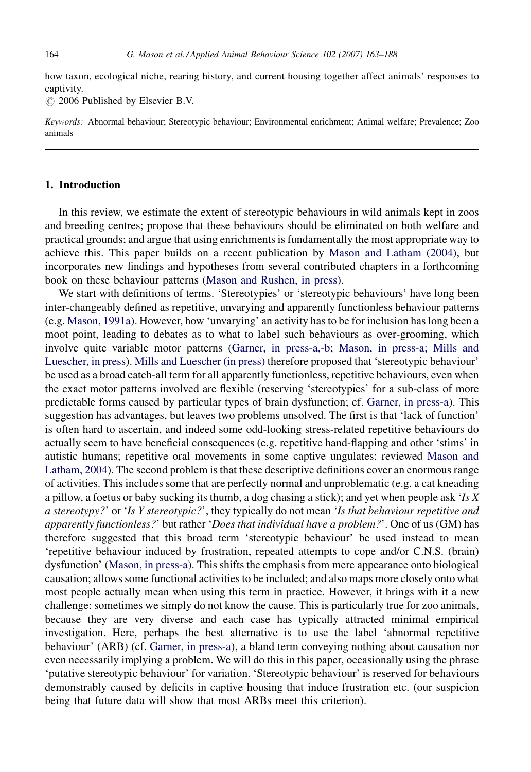how taxon, ecological niche, rearing history, and current housing together affect animals' responses to captivity.

© 2006 Published by Elsevier B.V.

*Keywords:* Abnormal behaviour; Stereotypic behaviour; Environmental enrichment; Animal welfare; Prevalence; Zoo animals

## 1. Introduction

In this review, we estimate the extent of stereotypic behaviours in wild animals kept in zoos and breeding centres; propose that these behaviours should be eliminated on both welfare and practical grounds; and argue that using enrichments is fundamentally the most appropriate way to achieve this. This paper builds on a recent publication by Mason and Latham (2004), but incorporates new findings and hypotheses from several contributed chapters in a forthcoming book on these behaviour patterns (Mason and Rushen, in press).

We start with definitions of terms. 'Stereotypies' or 'stereotypic behaviours' have long been inter-changeably defined as repetitive, unvarying and apparently functionless behaviour patterns (e.g. Mason, 1991a). However, how 'unvarying' an activity has to be for inclusion has long been a moot point, leading to debates as to what to label such behaviours as over-grooming, which involve quite variable motor patterns (Garner, in press-a,-b; Mason, in press-a; Mills and Luescher, in press). Mills and Luescher (in press) therefore proposed that 'stereotypic behaviour' be used as a broad catch-all term for all apparently functionless, repetitive behaviours, even when the exact motor patterns involved are flexible (reserving 'stereotypies' for a sub-class of more predictable forms caused by particular types of brain dysfunction; cf. Garner, in press-a). This suggestion has advantages, but leaves two problems unsolved. The first is that 'lack of function' is often hard to ascertain, and indeed some odd-looking stress-related repetitive behaviours do actually seem to have beneficial consequences (e.g. repetitive hand-flapping and other 'stims' in autistic humans; repetitive oral movements in some captive ungulates: reviewed Mason and Latham, 2004). The second problem is that these descriptive definitions cover an enormous range of activities. This includes some that are perfectly normal and unproblematic (e.g. a cat kneading a pillow, a foetus or baby sucking its thumb, a dog chasing a stick); and yet when people ask '*Is X a stereotypy?*' or '*Is Y stereotypic?*', they typically do not mean '*Is that behaviour repetitive and apparently functionless?*' but rather '*Does that individual have a problem?*'. One of us (GM) has therefore suggested that this broad term 'stereotypic behaviour' be used instead to mean 'repetitive behaviour induced by frustration, repeated attempts to cope and/or C.N.S. (brain) dysfunction' (Mason, in press-a). This shifts the emphasis from mere appearance onto biological causation; allows some functional activities to be included; and also maps more closely onto what most people actually mean when using this term in practice. However, it brings with it a new challenge: sometimes we simply do not know the cause. This is particularly true for zoo animals, because they are very diverse and each case has typically attracted minimal empirical investigation. Here, perhaps the best alternative is to use the label 'abnormal repetitive behaviour' (ARB) (cf. Garner, in press-a), a bland term conveying nothing about causation nor even necessarily implying a problem. We will do this in this paper, occasionally using the phrase 'putative stereotypic behaviour' for variation. 'Stereotypic behaviour' is reserved for behaviours demonstrably caused by deficits in captive housing that induce frustration etc. (our suspicion being that future data will show that most ARBs meet this criterion).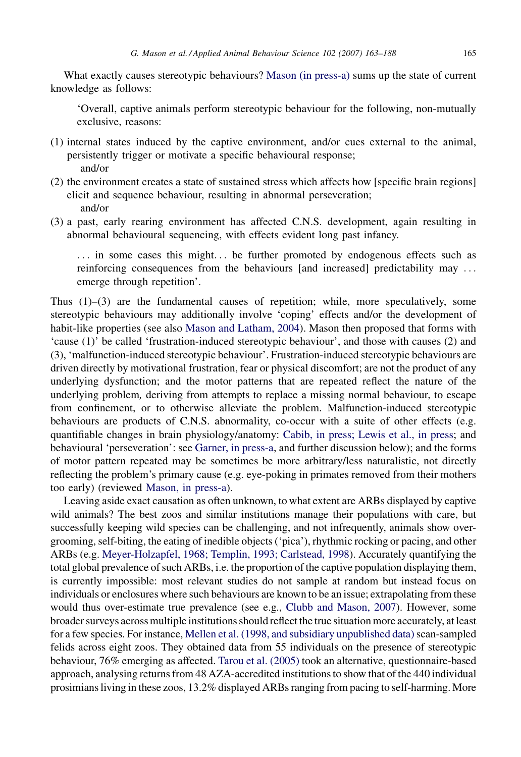What exactly causes stereotypic behaviours? Mason (in press-a) sums up the state of current knowledge as follows:

> 'Overall, captive animals perform stereotypic behaviour for the following, non-mutually exclusive, reasons:

(1) internal states induced by the captive environment, and/or cues external to the animal, persistently trigger or motivate a specific behavioural response;
 and/or
(2) the environment creates a state of sustained stress which affects how [specific brain regions] elicit and sequence behaviour, resulting in abnormal perseveration;
 and/or
(3) a past, early rearing environment has affected C.N.S. development, again resulting in abnormal behavioural sequencing, with effects evident long past infancy.

> ... in some cases this might... be further promoted by endogenous effects such as reinforcing consequences from the behaviours [and increased] predictability may ... emerge through repetition'.

Thus (1)–(3) are the fundamental causes of repetition; while, more speculatively, some stereotypic behaviours may additionally involve 'coping' effects and/or the development of habit-like properties (see also Mason and Latham, 2004). Mason then proposed that forms with 'cause (1)' be called 'frustration-induced stereotypic behaviour', and those with causes (2) and (3), 'malfunction-induced stereotypic behaviour'. Frustration-induced stereotypic behaviours are driven directly by motivational frustration, fear or physical discomfort; are not the product of any underlying dysfunction; and the motor patterns that are repeated reflect the nature of the underlying problem, deriving from attempts to replace a missing normal behaviour, to escape from confinement, or to otherwise alleviate the problem. Malfunction-induced stereotypic behaviours are products of C.N.S. abnormality, co-occur with a suite of other effects (e.g. quantifiable changes in brain physiology/anatomy: Cabib, in press; Lewis et al., in press; and behavioural 'perseveration': see Garner, in press-a, and further discussion below); and the forms of motor pattern repeated may be sometimes be more arbitrary/less naturalistic, not directly reflecting the problem's primary cause (e.g. eye-poking in primates removed from their mothers too early) (reviewed Mason, in press-a).

Leaving aside exact causation as often unknown, to what extent are ARBs displayed by captive wild animals? The best zoos and similar institutions manage their populations with care, but successfully keeping wild species can be challenging, and not infrequently, animals show over-grooming, self-biting, the eating of inedible objects ('pica'), rhythmic rocking or pacing, and other ARBs (e.g. Meyer-Holzapfel, 1968; Templin, 1993; Carlstead, 1998). Accurately quantifying the total global prevalence of such ARBs, i.e. the proportion of the captive population displaying them, is currently impossible: most relevant studies do not sample at random but instead focus on individuals or enclosures where such behaviours are known to be an issue; extrapolating from these would thus over-estimate true prevalence (see e.g., Clubb and Mason, 2007). However, some broader surveys across multiple institutions should reflect the true situation more accurately, at least for a few species. For instance, Mellen et al. (1998, and subsidiary unpublished data) scan-sampled felids across eight zoos. They obtained data from 55 individuals on the presence of stereotypic behaviour, 76% emerging as affected. Tarou et al. (2005) took an alternative, questionnaire-based approach, analysing returns from 48 AZA-accredited institutions to show that of the 440 individual prosimians living in these zoos, 13.2% displayed ARBs ranging from pacing to self-harming. More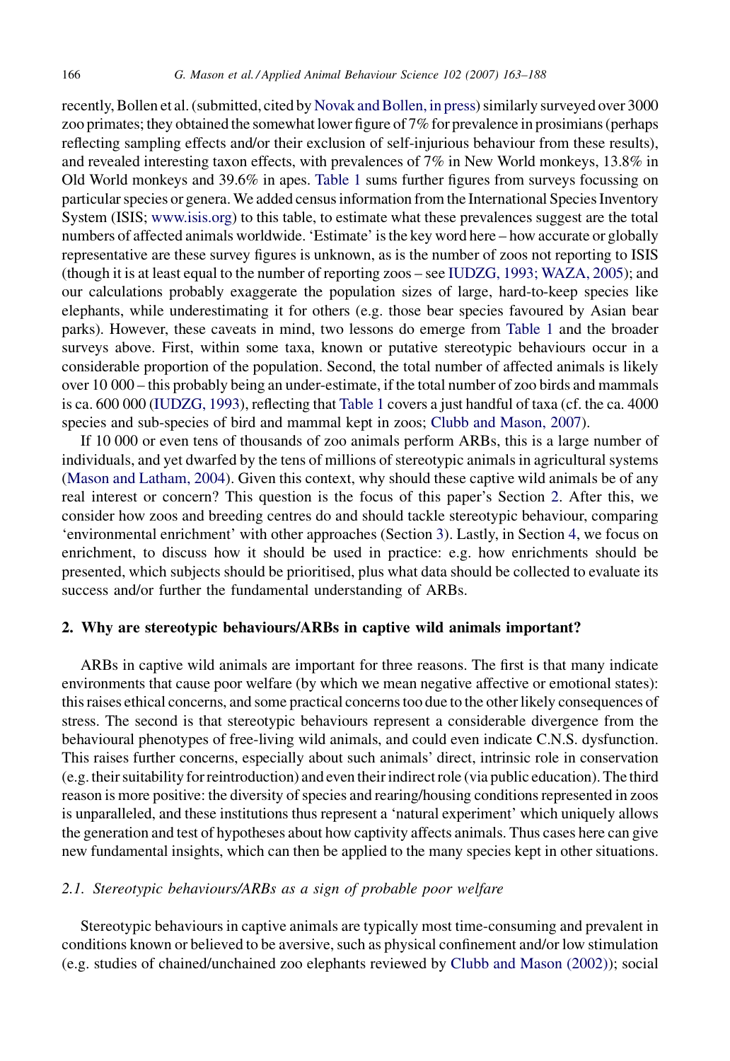recently, Bollen et al. (submitted, cited by Novak and Bollen, in press) similarly surveyed over 3000 zoo primates; they obtained the somewhat lower figure of 7% for prevalence in prosimians (perhaps reflecting sampling effects and/or their exclusion of self-injurious behaviour from these results), and revealed interesting taxon effects, with prevalences of 7% in New World monkeys, 13.8% in Old World monkeys and 39.6% in apes. Table 1 sums further figures from surveys focussing on particular species or genera. We added census information from the International Species Inventory System (ISIS; www.isis.org) to this table, to estimate what these prevalences suggest are the total numbers of affected animals worldwide. 'Estimate' is the key word here – how accurate or globally representative are these survey figures is unknown, as is the number of zoos not reporting to ISIS (though it is at least equal to the number of reporting zoos – see IUDZG, 1993; WAZA, 2005); and our calculations probably exaggerate the population sizes of large, hard-to-keep species like elephants, while underestimating it for others (e.g. those bear species favoured by Asian bear parks). However, these caveats in mind, two lessons do emerge from Table 1 and the broader surveys above. First, within some taxa, known or putative stereotypic behaviours occur in a considerable proportion of the population. Second, the total number of affected animals is likely over 10 000 – this probably being an under-estimate, if the total number of zoo birds and mammals is ca. 600 000 (IUDZG, 1993), reflecting that Table 1 covers a just handful of taxa (cf. the ca. 4000 species and sub-species of bird and mammal kept in zoos; Clubb and Mason, 2007).

If 10 000 or even tens of thousands of zoo animals perform ARBs, this is a large number of individuals, and yet dwarfed by the tens of millions of stereotypic animals in agricultural systems (Mason and Latham, 2004). Given this context, why should these captive wild animals be of any real interest or concern? This question is the focus of this paper's Section 2. After this, we consider how zoos and breeding centres do and should tackle stereotypic behaviour, comparing 'environmental enrichment' with other approaches (Section 3). Lastly, in Section 4, we focus on enrichment, to discuss how it should be used in practice: e.g. how enrichments should be presented, which subjects should be prioritised, plus what data should be collected to evaluate its success and/or further the fundamental understanding of ARBs.

## 2. Why are stereotypic behaviours/ARBs in captive wild animals important?

ARBs in captive wild animals are important for three reasons. The first is that many indicate environments that cause poor welfare (by which we mean negative affective or emotional states): this raises ethical concerns, and some practical concerns too due to the other likely consequences of stress. The second is that stereotypic behaviours represent a considerable divergence from the behavioural phenotypes of free-living wild animals, and could even indicate C.N.S. dysfunction. This raises further concerns, especially about such animals' direct, intrinsic role in conservation (e.g. their suitability for reintroduction) and even their indirect role (via public education). The third reason is more positive: the diversity of species and rearing/housing conditions represented in zoos is unparalleled, and these institutions thus represent a 'natural experiment' which uniquely allows the generation and test of hypotheses about how captivity affects animals. Thus cases here can give new fundamental insights, which can then be applied to the many species kept in other situations.

### *2.1. Stereotypic behaviours/ARBs as a sign of probable poor welfare*

Stereotypic behaviours in captive animals are typically most time-consuming and prevalent in conditions known or believed to be aversive, such as physical confinement and/or low stimulation (e.g. studies of chained/unchained zoo elephants reviewed by Clubb and Mason (2002)); social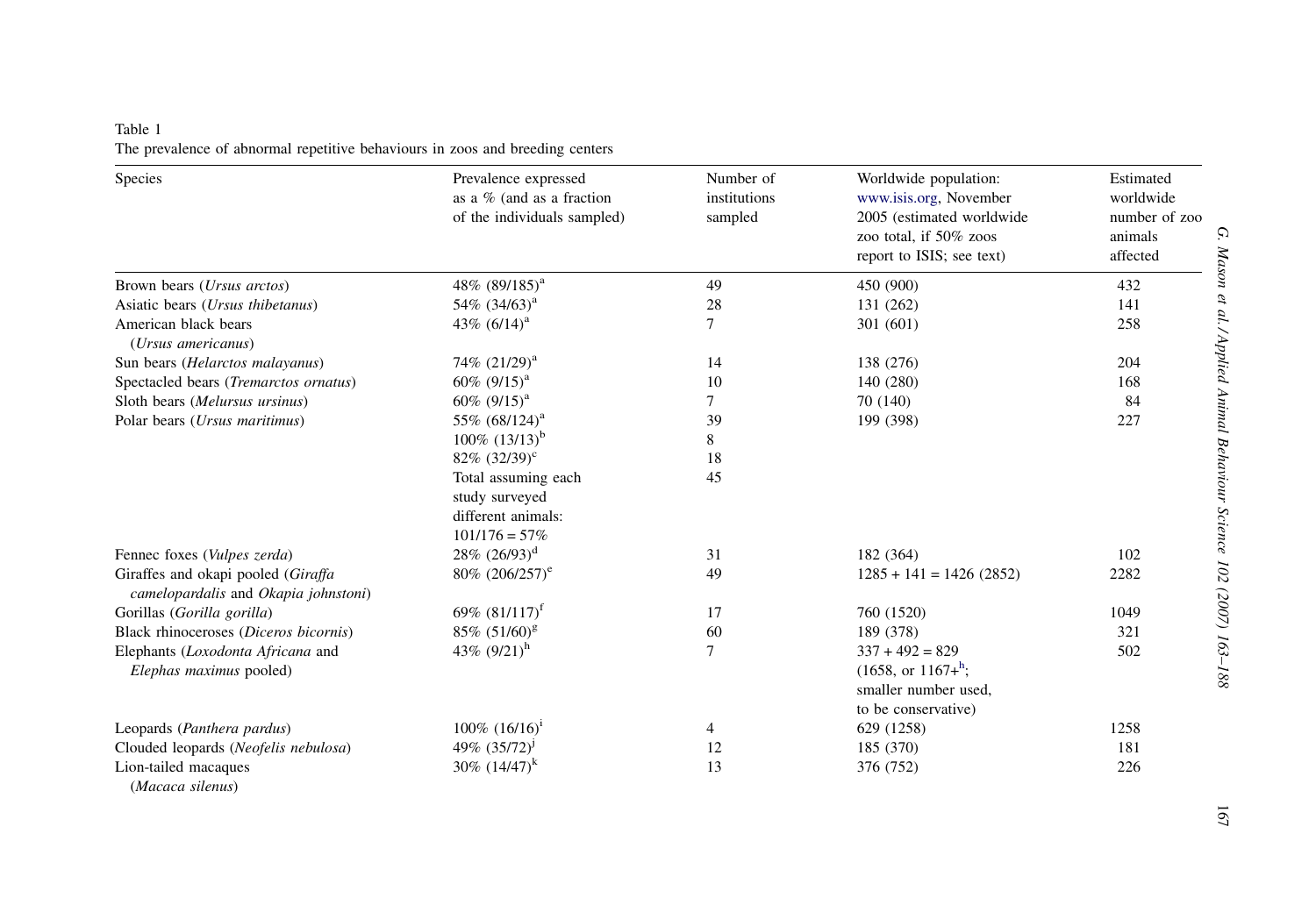Table 1
The prevalence of abnormal repetitive behaviours in zoos and breeding centers

| Species | Prevalence expressed as a % (and as a fraction of the individuals sampled) | Number of institutions sampled | Worldwide population: www.isis.org, November 2005 (estimated worldwide zoo total, if 50% zoos report to ISIS; see text) | Estimated worldwide number of zoo animals affected |
|---|---|---|---|---|
| Brown bears (*Ursus arctos*) | 48% (89/185)[a] | 49 | 450 (900) | 432 |
| Asiatic bears (*Ursus thibetanus*) | 54% (34/63)[a] | 28 | 131 (262) | 141 |
| American black bears (*Ursus americanus*) | 43% (6/14)[a] | 7 | 301 (601) | 258 |
| Sun bears (*Helarctos malayanus*) | 74% (21/29)[a] | 14 | 138 (276) | 204 |
| Spectacled bears (*Tremarctos ornatus*) | 60% (9/15)[a] | 10 | 140 (280) | 168 |
| Sloth bears (*Melursus ursinus*) | 60% (9/15)[a] | 7 | 70 (140) | 84 |
| Polar bears (*Ursus maritimus*) | 55% (68/124)[a] | 39 | 199 (398) | 227 |
| | 100% (13/13)[b] | 8 | | |
| | 82% (32/39)[c] | 18 | | |
| | Total assuming each study surveyed different animals: 101/176 = 57% | 45 | | |
| Fennec foxes (*Vulpes zerda*) | 28% (26/93)[d] | 31 | 182 (364) | 102 |
| Giraffes and okapi pooled (*Giraffa camelopardalis* and *Okapia johnstoni*) | 80% (206/257)[e] | 49 | 1285 + 141 = 1426 (2852) | 2282 |
| Gorillas (*Gorilla gorilla*) | 69% (81/117)[f] | 17 | 760 (1520) | 1049 |
| Black rhinoceroses (*Diceros bicornis*) | 85% (51/60)[g] | 60 | 189 (378) | 321 |
| Elephants (*Loxodonta Africana* and *Elephas maximus* pooled) | 43% (9/21)[h] | 7 | 337 + 492 = 829 (1658, or 1167+[h]; smaller number used, to be conservative) | 502 |
| Leopards (*Panthera pardus*) | 100% (16/16)[i] | 4 | 629 (1258) | 1258 |
| Clouded leopards (*Neofelis nebulosa*) | 49% (35/72)[j] | 12 | 185 (370) | 181 |
| Lion-tailed macaques (*Macaca silenus*) | 30% (14/47)[k] | 13 | 376 (752) | 226 |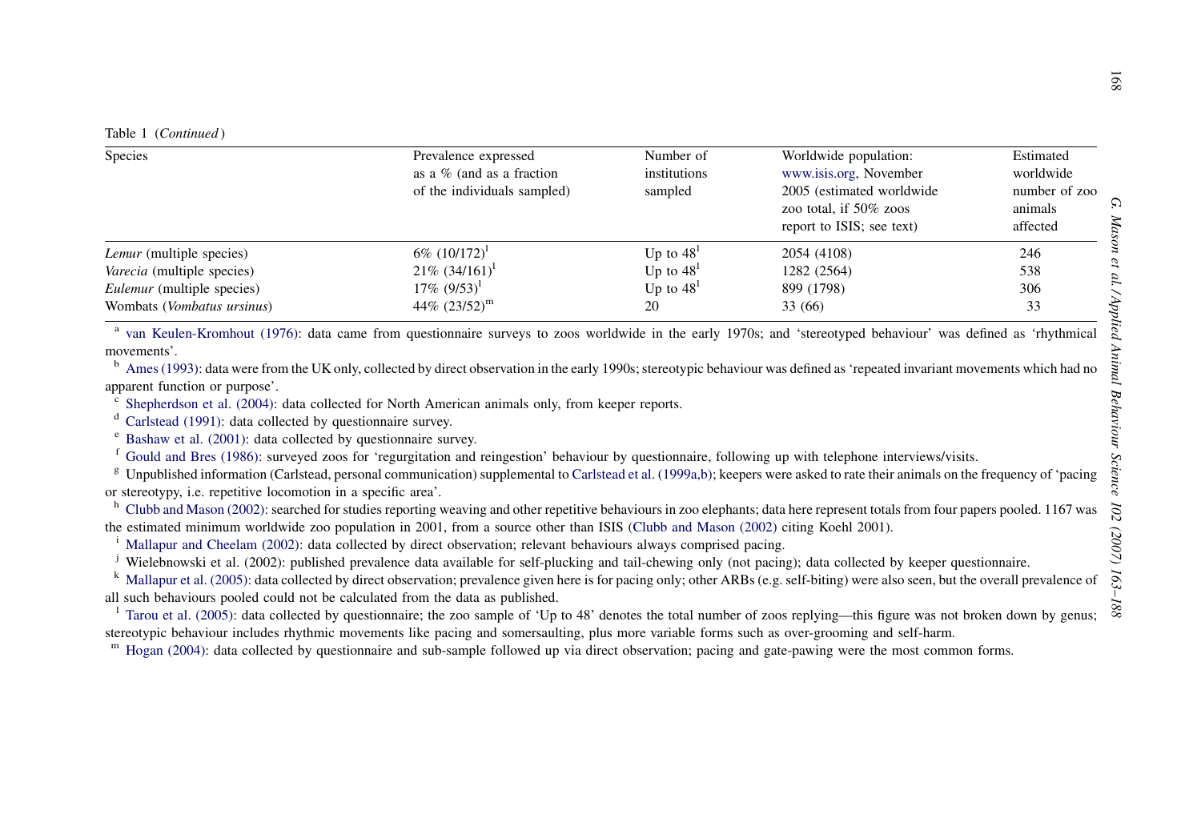Table 1 (*Continued*)

| Species | Prevalence expressed as a % (and as a fraction of the individuals sampled) | Number of institutions sampled | Worldwide population: www.isis.org, November 2005 (estimated worldwide zoo total, if 50% zoos report to ISIS; see text) | Estimated worldwide number of zoo animals affected |
|---|---|---|---|---|
| *Lemur* (multiple species) | 6% (10/172)[l] | Up to 48[l] | 2054 (4108) | 246 |
| *Varecia* (multiple species) | 21% (34/161)[l] | Up to 48[l] | 1282 (2564) | 538 |
| *Eulemur* (multiple species) | 17% (9/53)[l] | Up to 48[l] | 899 (1798) | 306 |
| Wombats (*Vombatus ursinus*) | 44% (23/52)[m] | 20 | 33 (66) | 33 |

[a] van Keulen-Kromhout (1976): data came from questionnaire surveys to zoos worldwide in the early 1970s; and 'stereotyped behaviour' was defined as 'rhythmical movements'.

[b] Ames (1993): data were from the UK only, collected by direct observation in the early 1990s; stereotypic behaviour was defined as 'repeated invariant movements which had no apparent function or purpose'.

[c] Shepherdson et al. (2004): data collected for North American animals only, from keeper reports.

[d] Carlstead (1991): data collected by questionnaire survey.

[e] Bashaw et al. (2001): data collected by questionnaire survey.

[f] Gould and Bres (1986): surveyed zoos for 'regurgitation and reingestion' behaviour by questionnaire, following up with telephone interviews/visits.

[g] Unpublished information (Carlstead, personal communication) supplemental to Carlstead et al. (1999a,b); keepers were asked to rate their animals on the frequency of 'pacing or stereotypy, i.e. repetitive locomotion in a specific area'.

[h] Clubb and Mason (2002): searched for studies reporting weaving and other repetitive behaviours in zoo elephants; data here represent totals from four papers pooled. 1167 was the estimated minimum worldwide zoo population in 2001, from a source other than ISIS (Clubb and Mason (2002) citing Koehl 2001).

[i] Mallapur and Cheelam (2002): data collected by direct observation; relevant behaviours always comprised pacing.

[j] Wielebnowski et al. (2002): published prevalence data available for self-plucking and tail-chewing only (not pacing); data collected by keeper questionnaire.

[k] Mallapur et al. (2005): data collected by direct observation; prevalence given here is for pacing only; other ARBs (e.g. self-biting) were also seen, but the overall prevalence of all such behaviours pooled could not be calculated from the data as published.

[l] Tarou et al. (2005): data collected by questionnaire; the zoo sample of 'Up to 48' denotes the total number of zoos replying—this figure was not broken down by genus; stereotypic behaviour includes rhythmic movements like pacing and somersaulting, plus more variable forms such as over-grooming and self-harm.

[m] Hogan (2004): data collected by questionnaire and sub-sample followed up via direct observation; pacing and gate-pawing were the most common forms.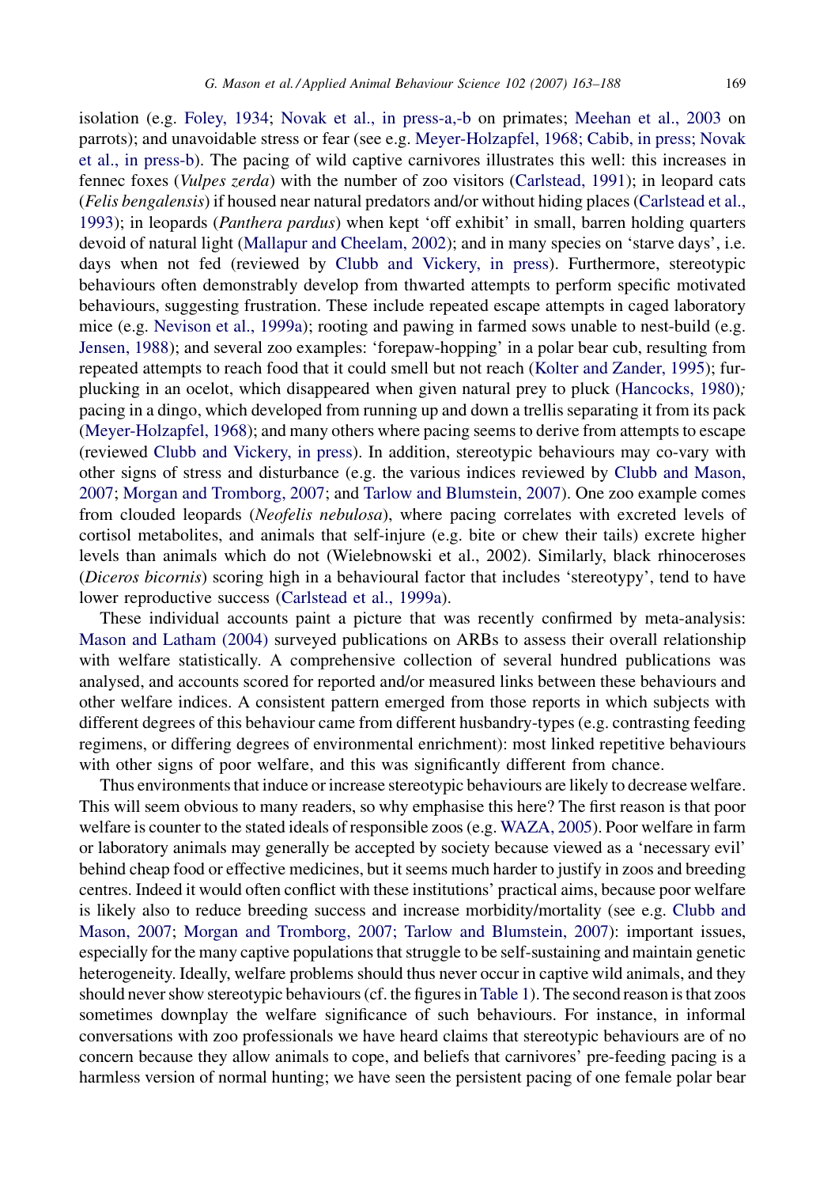isolation (e.g. Foley, 1934; Novak et al., in press-a,-b on primates; Meehan et al., 2003 on parrots); and unavoidable stress or fear (see e.g. Meyer-Holzapfel, 1968; Cabib, in press; Novak et al., in press-b). The pacing of wild captive carnivores illustrates this well: this increases in fennec foxes (*Vulpes zerda*) with the number of zoo visitors (Carlstead, 1991); in leopard cats (*Felis bengalensis*) if housed near natural predators and/or without hiding places (Carlstead et al., 1993); in leopards (*Panthera pardus*) when kept 'off exhibit' in small, barren holding quarters devoid of natural light (Mallapur and Cheelam, 2002); and in many species on 'starve days', i.e. days when not fed (reviewed by Clubb and Vickery, in press). Furthermore, stereotypic behaviours often demonstrably develop from thwarted attempts to perform specific motivated behaviours, suggesting frustration. These include repeated escape attempts in caged laboratory mice (e.g. Nevison et al., 1999a); rooting and pawing in farmed sows unable to nest-build (e.g. Jensen, 1988); and several zoo examples: 'forepaw-hopping' in a polar bear cub, resulting from repeated attempts to reach food that it could smell but not reach (Kolter and Zander, 1995); fur-plucking in an ocelot, which disappeared when given natural prey to pluck (Hancocks, 1980); pacing in a dingo, which developed from running up and down a trellis separating it from its pack (Meyer-Holzapfel, 1968); and many others where pacing seems to derive from attempts to escape (reviewed Clubb and Vickery, in press). In addition, stereotypic behaviours may co-vary with other signs of stress and disturbance (e.g. the various indices reviewed by Clubb and Mason, 2007; Morgan and Tromborg, 2007; and Tarlow and Blumstein, 2007). One zoo example comes from clouded leopards (*Neofelis nebulosa*), where pacing correlates with excreted levels of cortisol metabolites, and animals that self-injure (e.g. bite or chew their tails) excrete higher levels than animals which do not (Wielebnowski et al., 2002). Similarly, black rhinoceroses (*Diceros bicornis*) scoring high in a behavioural factor that includes 'stereotypy', tend to have lower reproductive success (Carlstead et al., 1999a).

These individual accounts paint a picture that was recently confirmed by meta-analysis: Mason and Latham (2004) surveyed publications on ARBs to assess their overall relationship with welfare statistically. A comprehensive collection of several hundred publications was analysed, and accounts scored for reported and/or measured links between these behaviours and other welfare indices. A consistent pattern emerged from those reports in which subjects with different degrees of this behaviour came from different husbandry-types (e.g. contrasting feeding regimens, or differing degrees of environmental enrichment): most linked repetitive behaviours with other signs of poor welfare, and this was significantly different from chance.

Thus environments that induce or increase stereotypic behaviours are likely to decrease welfare. This will seem obvious to many readers, so why emphasise this here? The first reason is that poor welfare is counter to the stated ideals of responsible zoos (e.g. WAZA, 2005). Poor welfare in farm or laboratory animals may generally be accepted by society because viewed as a 'necessary evil' behind cheap food or effective medicines, but it seems much harder to justify in zoos and breeding centres. Indeed it would often conflict with these institutions' practical aims, because poor welfare is likely also to reduce breeding success and increase morbidity/mortality (see e.g. Clubb and Mason, 2007; Morgan and Tromborg, 2007; Tarlow and Blumstein, 2007): important issues, especially for the many captive populations that struggle to be self-sustaining and maintain genetic heterogeneity. Ideally, welfare problems should thus never occur in captive wild animals, and they should never show stereotypic behaviours (cf. the figures in Table 1). The second reason is that zoos sometimes downplay the welfare significance of such behaviours. For instance, in informal conversations with zoo professionals we have heard claims that stereotypic behaviours are of no concern because they allow animals to cope, and beliefs that carnivores' pre-feeding pacing is a harmless version of normal hunting; we have seen the persistent pacing of one female polar bear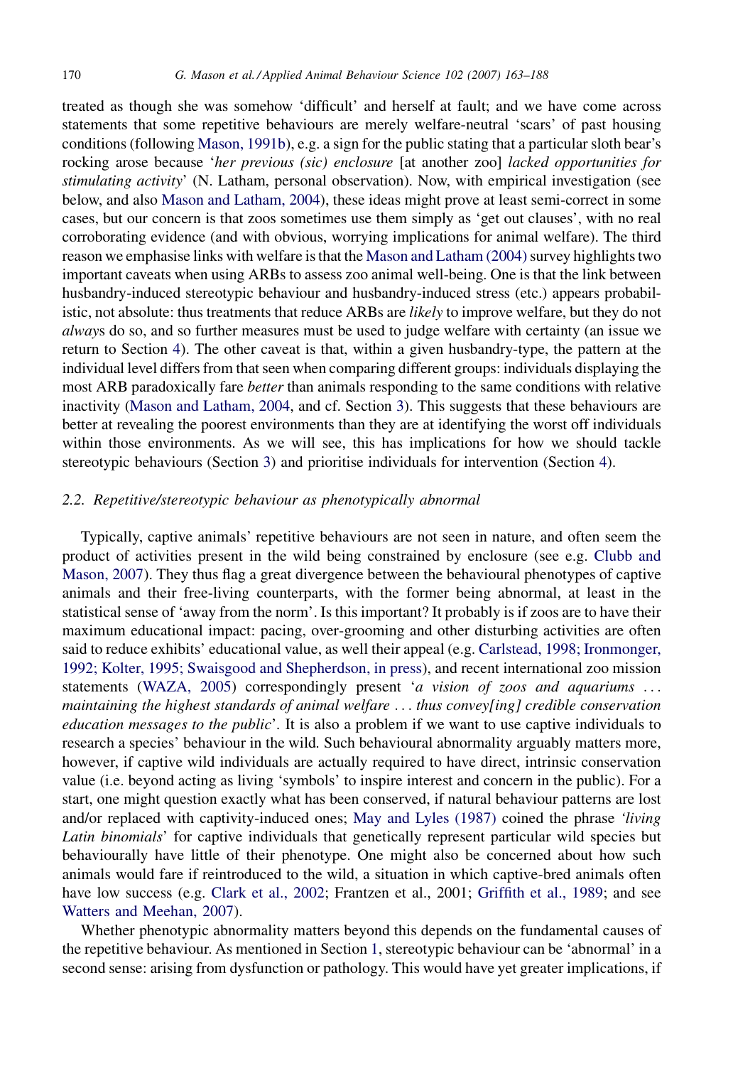treated as though she was somehow 'difficult' and herself at fault; and we have come across statements that some repetitive behaviours are merely welfare-neutral 'scars' of past housing conditions (following Mason, 1991b), e.g. a sign for the public stating that a particular sloth bear's rocking arose because '*her previous (sic) enclosure* [at another zoo] *lacked opportunities for stimulating activity*' (N. Latham, personal observation). Now, with empirical investigation (see below, and also Mason and Latham, 2004), these ideas might prove at least semi-correct in some cases, but our concern is that zoos sometimes use them simply as 'get out clauses', with no real corroborating evidence (and with obvious, worrying implications for animal welfare). The third reason we emphasise links with welfare is that the Mason and Latham (2004) survey highlights two important caveats when using ARBs to assess zoo animal well-being. One is that the link between husbandry-induced stereotypic behaviour and husbandry-induced stress (etc.) appears probabilistic, not absolute: thus treatments that reduce ARBs are *likely* to improve welfare, but they do not *always* do so, and so further measures must be used to judge welfare with certainty (an issue we return to Section 4). The other caveat is that, within a given husbandry-type, the pattern at the individual level differs from that seen when comparing different groups: individuals displaying the most ARB paradoxically fare *better* than animals responding to the same conditions with relative inactivity (Mason and Latham, 2004, and cf. Section 3). This suggests that these behaviours are better at revealing the poorest environments than they are at identifying the worst off individuals within those environments. As we will see, this has implications for how we should tackle stereotypic behaviours (Section 3) and prioritise individuals for intervention (Section 4).

### 2.2. Repetitive/stereotypic behaviour as phenotypically abnormal

Typically, captive animals' repetitive behaviours are not seen in nature, and often seem the product of activities present in the wild being constrained by enclosure (see e.g. Clubb and Mason, 2007). They thus flag a great divergence between the behavioural phenotypes of captive animals and their free-living counterparts, with the former being abnormal, at least in the statistical sense of 'away from the norm'. Is this important? It probably is if zoos are to have their maximum educational impact: pacing, over-grooming and other disturbing activities are often said to reduce exhibits' educational value, as well their appeal (e.g. Carlstead, 1998; Ironmonger, 1992; Kolter, 1995; Swaisgood and Shepherdson, in press), and recent international zoo mission statements (WAZA, 2005) correspondingly present '*a vision of zoos and aquariums ... maintaining the highest standards of animal welfare ... thus convey[ing] credible conservation education messages to the public*'. It is also a problem if we want to use captive individuals to research a species' behaviour in the wild. Such behavioural abnormality arguably matters more, however, if captive wild individuals are actually required to have direct, intrinsic conservation value (i.e. beyond acting as living 'symbols' to inspire interest and concern in the public). For a start, one might question exactly what has been conserved, if natural behaviour patterns are lost and/or replaced with captivity-induced ones; May and Lyles (1987) coined the phrase *'living Latin binomials*' for captive individuals that genetically represent particular wild species but behaviourally have little of their phenotype. One might also be concerned about how such animals would fare if reintroduced to the wild, a situation in which captive-bred animals often have low success (e.g. Clark et al., 2002; Frantzen et al., 2001; Griffith et al., 1989; and see Watters and Meehan, 2007).

Whether phenotypic abnormality matters beyond this depends on the fundamental causes of the repetitive behaviour. As mentioned in Section 1, stereotypic behaviour can be 'abnormal' in a second sense: arising from dysfunction or pathology. This would have yet greater implications, if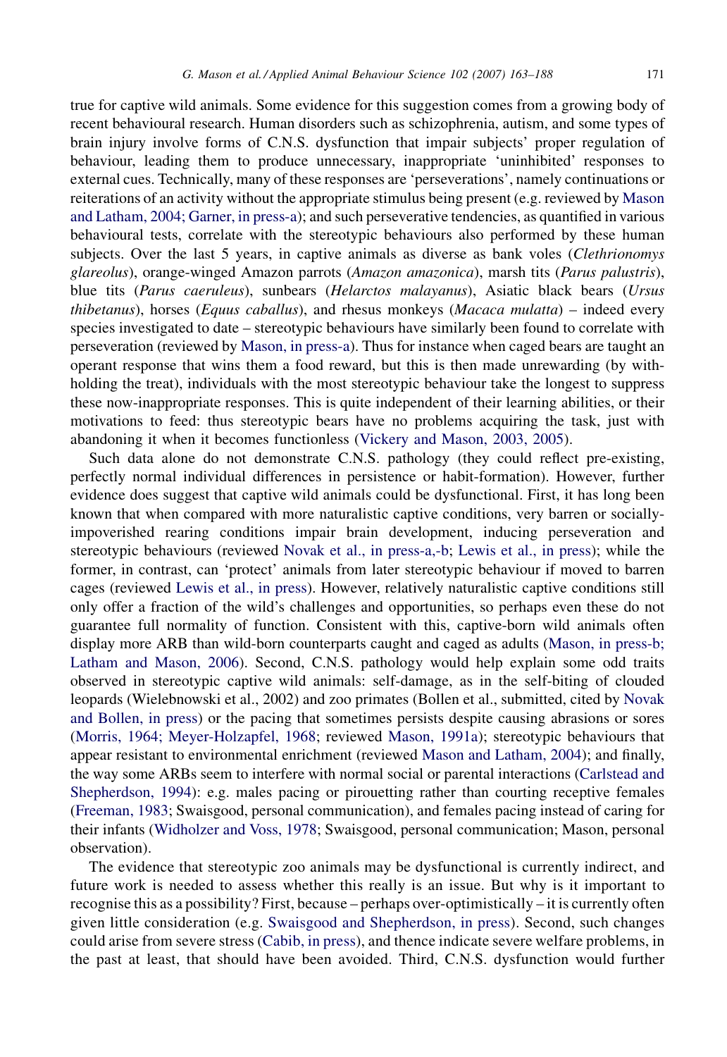true for captive wild animals. Some evidence for this suggestion comes from a growing body of recent behavioural research. Human disorders such as schizophrenia, autism, and some types of brain injury involve forms of C.N.S. dysfunction that impair subjects' proper regulation of behaviour, leading them to produce unnecessary, inappropriate 'uninhibited' responses to external cues. Technically, many of these responses are 'perseverations', namely continuations or reiterations of an activity without the appropriate stimulus being present (e.g. reviewed by Mason and Latham, 2004; Garner, in press-a); and such perseverative tendencies, as quantified in various behavioural tests, correlate with the stereotypic behaviours also performed by these human subjects. Over the last 5 years, in captive animals as diverse as bank voles (*Clethrionomys glareolus*), orange-winged Amazon parrots (*Amazon amazonica*), marsh tits (*Parus palustris*), blue tits (*Parus caeruleus*), sunbears (*Helarctos malayanus*), Asiatic black bears (*Ursus thibetanus*), horses (*Equus caballus*), and rhesus monkeys (*Macaca mulatta*) – indeed every species investigated to date – stereotypic behaviours have similarly been found to correlate with perseveration (reviewed by Mason, in press-a). Thus for instance when caged bears are taught an operant response that wins them a food reward, but this is then made unrewarding (by withholding the treat), individuals with the most stereotypic behaviour take the longest to suppress these now-inappropriate responses. This is quite independent of their learning abilities, or their motivations to feed: thus stereotypic bears have no problems acquiring the task, just with abandoning it when it becomes functionless (Vickery and Mason, 2003, 2005).

Such data alone do not demonstrate C.N.S. pathology (they could reflect pre-existing, perfectly normal individual differences in persistence or habit-formation). However, further evidence does suggest that captive wild animals could be dysfunctional. First, it has long been known that when compared with more naturalistic captive conditions, very barren or socially-impoverished rearing conditions impair brain development, inducing perseveration and stereotypic behaviours (reviewed Novak et al., in press-a,-b; Lewis et al., in press); while the former, in contrast, can 'protect' animals from later stereotypic behaviour if moved to barren cages (reviewed Lewis et al., in press). However, relatively naturalistic captive conditions still only offer a fraction of the wild's challenges and opportunities, so perhaps even these do not guarantee full normality of function. Consistent with this, captive-born wild animals often display more ARB than wild-born counterparts caught and caged as adults (Mason, in press-b; Latham and Mason, 2006). Second, C.N.S. pathology would help explain some odd traits observed in stereotypic captive wild animals: self-damage, as in the self-biting of clouded leopards (Wielebnowski et al., 2002) and zoo primates (Bollen et al., submitted, cited by Novak and Bollen, in press) or the pacing that sometimes persists despite causing abrasions or sores (Morris, 1964; Meyer-Holzapfel, 1968; reviewed Mason, 1991a); stereotypic behaviours that appear resistant to environmental enrichment (reviewed Mason and Latham, 2004); and finally, the way some ARBs seem to interfere with normal social or parental interactions (Carlstead and Shepherdson, 1994): e.g. males pacing or pirouetting rather than courting receptive females (Freeman, 1983; Swaisgood, personal communication), and females pacing instead of caring for their infants (Widholzer and Voss, 1978; Swaisgood, personal communication; Mason, personal observation).

The evidence that stereotypic zoo animals may be dysfunctional is currently indirect, and future work is needed to assess whether this really is an issue. But why is it important to recognise this as a possibility? First, because – perhaps over-optimistically – it is currently often given little consideration (e.g. Swaisgood and Shepherdson, in press). Second, such changes could arise from severe stress (Cabib, in press), and thence indicate severe welfare problems, in the past at least, that should have been avoided. Third, C.N.S. dysfunction would further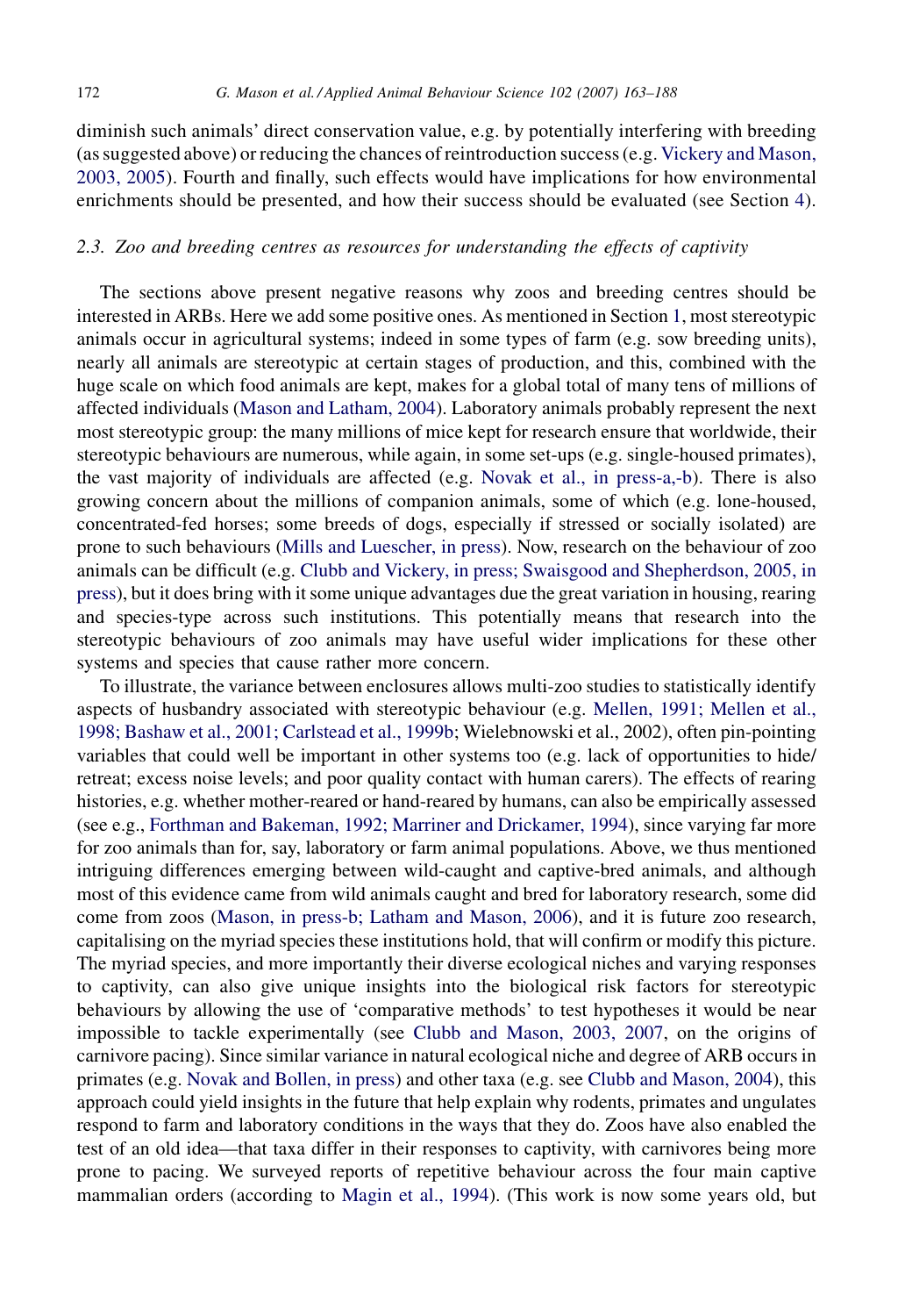diminish such animals' direct conservation value, e.g. by potentially interfering with breeding (as suggested above) or reducing the chances of reintroduction success (e.g. Vickery and Mason, 2003, 2005). Fourth and finally, such effects would have implications for how environmental enrichments should be presented, and how their success should be evaluated (see Section 4).

### 2.3. Zoo and breeding centres as resources for understanding the effects of captivity

The sections above present negative reasons why zoos and breeding centres should be interested in ARBs. Here we add some positive ones. As mentioned in Section 1, most stereotypic animals occur in agricultural systems; indeed in some types of farm (e.g. sow breeding units), nearly all animals are stereotypic at certain stages of production, and this, combined with the huge scale on which food animals are kept, makes for a global total of many tens of millions of affected individuals (Mason and Latham, 2004). Laboratory animals probably represent the next most stereotypic group: the many millions of mice kept for research ensure that worldwide, their stereotypic behaviours are numerous, while again, in some set-ups (e.g. single-housed primates), the vast majority of individuals are affected (e.g. Novak et al., in press-a,-b). There is also growing concern about the millions of companion animals, some of which (e.g. lone-housed, concentrated-fed horses; some breeds of dogs, especially if stressed or socially isolated) are prone to such behaviours (Mills and Luescher, in press). Now, research on the behaviour of zoo animals can be difficult (e.g. Clubb and Vickery, in press; Swaisgood and Shepherdson, 2005, in press), but it does bring with it some unique advantages due the great variation in housing, rearing and species-type across such institutions. This potentially means that research into the stereotypic behaviours of zoo animals may have useful wider implications for these other systems and species that cause rather more concern.

To illustrate, the variance between enclosures allows multi-zoo studies to statistically identify aspects of husbandry associated with stereotypic behaviour (e.g. Mellen, 1991; Mellen et al., 1998; Bashaw et al., 2001; Carlstead et al., 1999b; Wielebnowski et al., 2002), often pin-pointing variables that could well be important in other systems too (e.g. lack of opportunities to hide/retreat; excess noise levels; and poor quality contact with human carers). The effects of rearing histories, e.g. whether mother-reared or hand-reared by humans, can also be empirically assessed (see e.g., Forthman and Bakeman, 1992; Marriner and Drickamer, 1994), since varying far more for zoo animals than for, say, laboratory or farm animal populations. Above, we thus mentioned intriguing differences emerging between wild-caught and captive-bred animals, and although most of this evidence came from wild animals caught and bred for laboratory research, some did come from zoos (Mason, in press-b; Latham and Mason, 2006), and it is future zoo research, capitalising on the myriad species these institutions hold, that will confirm or modify this picture. The myriad species, and more importantly their diverse ecological niches and varying responses to captivity, can also give unique insights into the biological risk factors for stereotypic behaviours by allowing the use of 'comparative methods' to test hypotheses it would be near impossible to tackle experimentally (see Clubb and Mason, 2003, 2007, on the origins of carnivore pacing). Since similar variance in natural ecological niche and degree of ARB occurs in primates (e.g. Novak and Bollen, in press) and other taxa (e.g. see Clubb and Mason, 2004), this approach could yield insights in the future that help explain why rodents, primates and ungulates respond to farm and laboratory conditions in the ways that they do. Zoos have also enabled the test of an old idea—that taxa differ in their responses to captivity, with carnivores being more prone to pacing. We surveyed reports of repetitive behaviour across the four main captive mammalian orders (according to Magin et al., 1994). (This work is now some years old, but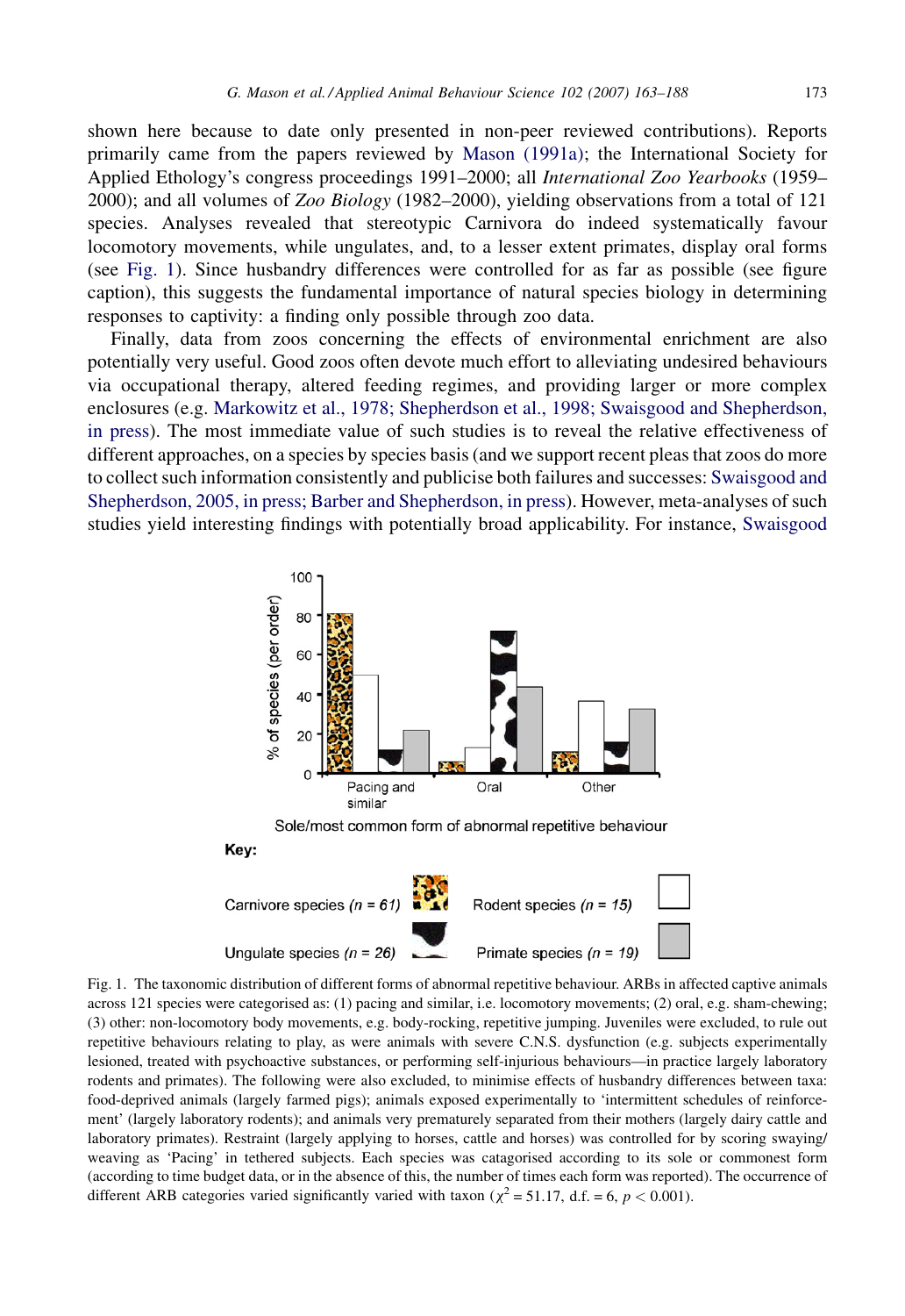shown here because to date only presented in non-peer reviewed contributions). Reports primarily came from the papers reviewed by Mason (1991a); the International Society for Applied Ethology's congress proceedings 1991–2000; all *International Zoo Yearbooks* (1959–2000); and all volumes of *Zoo Biology* (1982–2000), yielding observations from a total of 121 species. Analyses revealed that stereotypic Carnivora do indeed systematically favour locomotory movements, while ungulates, and, to a lesser extent primates, display oral forms (see Fig. 1). Since husbandry differences were controlled for as far as possible (see figure caption), this suggests the fundamental importance of natural species biology in determining responses to captivity: a finding only possible through zoo data.

Finally, data from zoos concerning the effects of environmental enrichment are also potentially very useful. Good zoos often devote much effort to alleviating undesired behaviours via occupational therapy, altered feeding regimes, and providing larger or more complex enclosures (e.g. Markowitz et al., 1978; Shepherdson et al., 1998; Swaisgood and Shepherdson, in press). The most immediate value of such studies is to reveal the relative effectiveness of different approaches, on a species by species basis (and we support recent pleas that zoos do more to collect such information consistently and publicise both failures and successes: Swaisgood and Shepherdson, 2005, in press; Barber and Shepherdson, in press). However, meta-analyses of such studies yield interesting findings with potentially broad applicability. For instance, Swaisgood

Fig. 1. The taxonomic distribution of different forms of abnormal repetitive behaviour. ARBs in affected captive animals across 121 species were categorised as: (1) pacing and similar, i.e. locomotory movements; (2) oral, e.g. sham-chewing; (3) other: non-locomotory body movements, e.g. body-rocking, repetitive jumping. Juveniles were excluded, to rule out repetitive behaviours relating to play, as were animals with severe C.N.S. dysfunction (e.g. subjects experimentally lesioned, treated with psychoactive substances, or performing self-injurious behaviours—in practice largely laboratory rodents and primates). The following were also excluded, to minimise effects of husbandry differences between taxa: food-deprived animals (largely farmed pigs); animals exposed experimentally to 'intermittent schedules of reinforcement' (largely laboratory rodents); and animals very prematurely separated from their mothers (largely dairy cattle and laboratory primates). Restraint (largely applying to horses, cattle and horses) was controlled for by scoring swaying/weaving as 'Pacing' in tethered subjects. Each species was catagorised according to its sole or commonest form (according to time budget data, or in the absence of this, the number of times each form was reported). The occurrence of different ARB categories varied significantly varied with taxon ($\chi^2 = 51.17$, d.f. = 6, $p < 0.001$).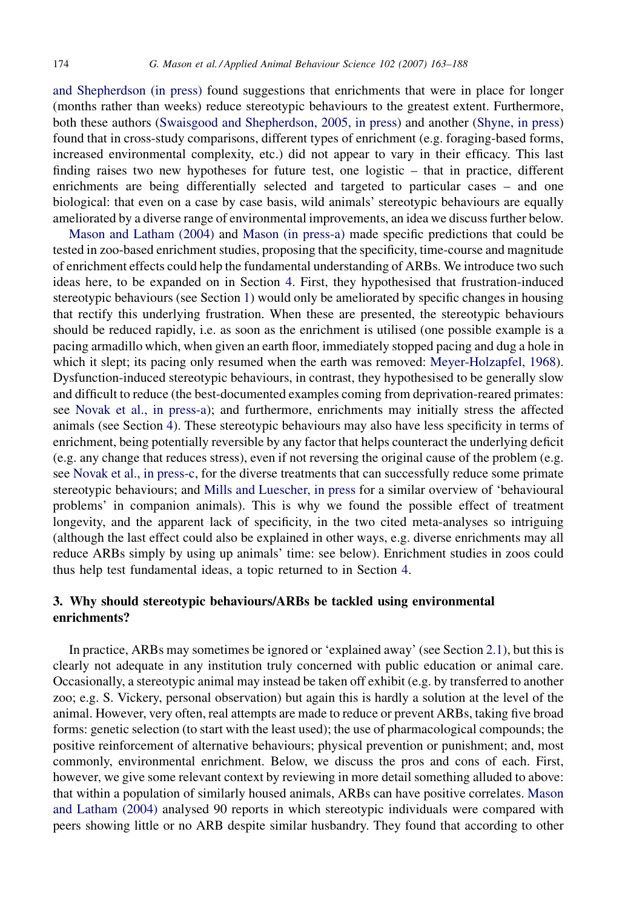and Shepherdson (in press) found suggestions that enrichments that were in place for longer (months rather than weeks) reduce stereotypic behaviours to the greatest extent. Furthermore, both these authors (Swaisgood and Shepherdson, 2005, in press) and another (Shyne, in press) found that in cross-study comparisons, different types of enrichment (e.g. foraging-based forms, increased environmental complexity, etc.) did not appear to vary in their efficacy. This last finding raises two new hypotheses for future test, one logistic – that in practice, different enrichments are being differentially selected and targeted to particular cases – and one biological: that even on a case by case basis, wild animals' stereotypic behaviours are equally ameliorated by a diverse range of environmental improvements, an idea we discuss further below.

Mason and Latham (2004) and Mason (in press-a) made specific predictions that could be tested in zoo-based enrichment studies, proposing that the specificity, time-course and magnitude of enrichment effects could help the fundamental understanding of ARBs. We introduce two such ideas here, to be expanded on in Section 4. First, they hypothesised that frustration-induced stereotypic behaviours (see Section 1) would only be ameliorated by specific changes in housing that rectify this underlying frustration. When these are presented, the stereotypic behaviours should be reduced rapidly, i.e. as soon as the enrichment is utilised (one possible example is a pacing armadillo which, when given an earth floor, immediately stopped pacing and dug a hole in which it slept; its pacing only resumed when the earth was removed: Meyer-Holzapfel, 1968). Dysfunction-induced stereotypic behaviours, in contrast, they hypothesised to be generally slow and difficult to reduce (the best-documented examples coming from deprivation-reared primates: see Novak et al., in press-a); and furthermore, enrichments may initially stress the affected animals (see Section 4). These stereotypic behaviours may also have less specificity in terms of enrichment, being potentially reversible by any factor that helps counteract the underlying deficit (e.g. any change that reduces stress), even if not reversing the original cause of the problem (e.g. see Novak et al., in press-c, for the diverse treatments that can successfully reduce some primate stereotypic behaviours; and Mills and Luescher, in press for a similar overview of 'behavioural problems' in companion animals). This is why we found the possible effect of treatment longevity, and the apparent lack of specificity, in the two cited meta-analyses so intriguing (although the last effect could also be explained in other ways, e.g. diverse enrichments may all reduce ARBs simply by using up animals' time: see below). Enrichment studies in zoos could thus help test fundamental ideas, a topic returned to in Section 4.

## 3. Why should stereotypic behaviours/ARBs be tackled using environmental enrichments?

In practice, ARBs may sometimes be ignored or 'explained away' (see Section 2.1), but this is clearly not adequate in any institution truly concerned with public education or animal care. Occasionally, a stereotypic animal may instead be taken off exhibit (e.g. by transferred to another zoo; e.g. S. Vickery, personal observation) but again this is hardly a solution at the level of the animal. However, very often, real attempts are made to reduce or prevent ARBs, taking five broad forms: genetic selection (to start with the least used); the use of pharmacological compounds; the positive reinforcement of alternative behaviours; physical prevention or punishment; and, most commonly, environmental enrichment. Below, we discuss the pros and cons of each. First, however, we give some relevant context by reviewing in more detail something alluded to above: that within a population of similarly housed animals, ARBs can have positive correlates. Mason and Latham (2004) analysed 90 reports in which stereotypic individuals were compared with peers showing little or no ARB despite similar husbandry. They found that according to other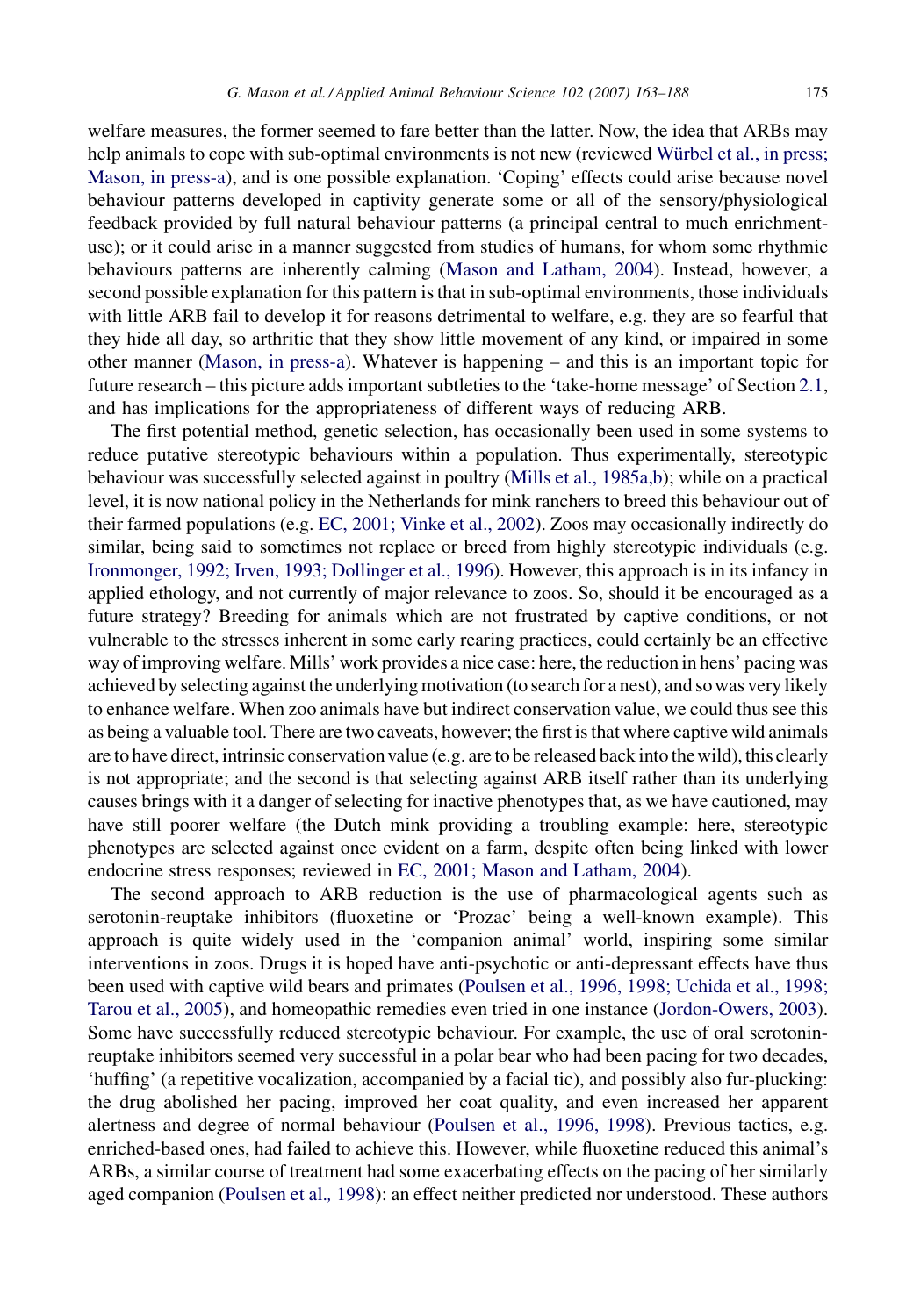welfare measures, the former seemed to fare better than the latter. Now, the idea that ARBs may help animals to cope with sub-optimal environments is not new (reviewed Würbel et al., in press; Mason, in press-a), and is one possible explanation. 'Coping' effects could arise because novel behaviour patterns developed in captivity generate some or all of the sensory/physiological feedback provided by full natural behaviour patterns (a principal central to much enrichment-use); or it could arise in a manner suggested from studies of humans, for whom some rhythmic behaviours patterns are inherently calming (Mason and Latham, 2004). Instead, however, a second possible explanation for this pattern is that in sub-optimal environments, those individuals with little ARB fail to develop it for reasons detrimental to welfare, e.g. they are so fearful that they hide all day, so arthritic that they show little movement of any kind, or impaired in some other manner (Mason, in press-a). Whatever is happening – and this is an important topic for future research – this picture adds important subtleties to the 'take-home message' of Section 2.1, and has implications for the appropriateness of different ways of reducing ARB.

The first potential method, genetic selection, has occasionally been used in some systems to reduce putative stereotypic behaviours within a population. Thus experimentally, stereotypic behaviour was successfully selected against in poultry (Mills et al., 1985a,b); while on a practical level, it is now national policy in the Netherlands for mink ranchers to breed this behaviour out of their farmed populations (e.g. EC, 2001; Vinke et al., 2002). Zoos may occasionally indirectly do similar, being said to sometimes not replace or breed from highly stereotypic individuals (e.g. Ironmonger, 1992; Irven, 1993; Dollinger et al., 1996). However, this approach is in its infancy in applied ethology, and not currently of major relevance to zoos. So, should it be encouraged as a future strategy? Breeding for animals which are not frustrated by captive conditions, or not vulnerable to the stresses inherent in some early rearing practices, could certainly be an effective way of improving welfare. Mills' work provides a nice case: here, the reduction in hens' pacing was achieved by selecting against the underlying motivation (to search for a nest), and so was very likely to enhance welfare. When zoo animals have but indirect conservation value, we could thus see this as being a valuable tool. There are two caveats, however; the first is that where captive wild animals are to have direct, intrinsic conservation value (e.g. are to be released back into the wild), this clearly is not appropriate; and the second is that selecting against ARB itself rather than its underlying causes brings with it a danger of selecting for inactive phenotypes that, as we have cautioned, may have still poorer welfare (the Dutch mink providing a troubling example: here, stereotypic phenotypes are selected against once evident on a farm, despite often being linked with lower endocrine stress responses; reviewed in EC, 2001; Mason and Latham, 2004).

The second approach to ARB reduction is the use of pharmacological agents such as serotonin-reuptake inhibitors (fluoxetine or 'Prozac' being a well-known example). This approach is quite widely used in the 'companion animal' world, inspiring some similar interventions in zoos. Drugs it is hoped have anti-psychotic or anti-depressant effects have thus been used with captive wild bears and primates (Poulsen et al., 1996, 1998; Uchida et al., 1998; Tarou et al., 2005), and homeopathic remedies even tried in one instance (Jordon-Owers, 2003). Some have successfully reduced stereotypic behaviour. For example, the use of oral serotonin-reuptake inhibitors seemed very successful in a polar bear who had been pacing for two decades, 'huffing' (a repetitive vocalization, accompanied by a facial tic), and possibly also fur-plucking: the drug abolished her pacing, improved her coat quality, and even increased her apparent alertness and degree of normal behaviour (Poulsen et al., 1996, 1998). Previous tactics, e.g. enriched-based ones, had failed to achieve this. However, while fluoxetine reduced this animal's ARBs, a similar course of treatment had some exacerbating effects on the pacing of her similarly aged companion (Poulsen et al., 1998): an effect neither predicted nor understood. These authors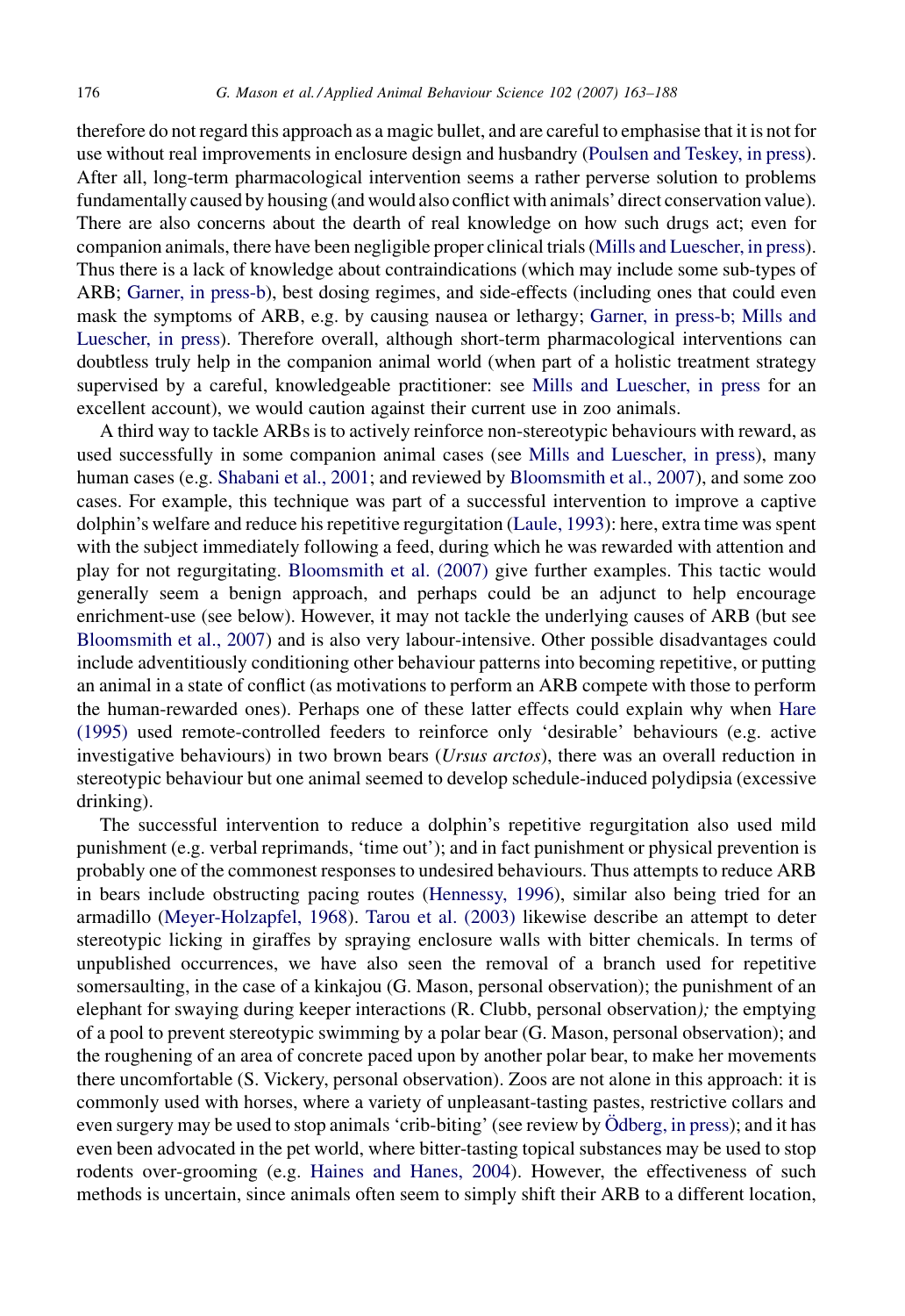therefore do not regard this approach as a magic bullet, and are careful to emphasise that it is not for use without real improvements in enclosure design and husbandry (Poulsen and Teskey, in press). After all, long-term pharmacological intervention seems a rather perverse solution to problems fundamentally caused by housing (and would also conflict with animals' direct conservation value). There are also concerns about the dearth of real knowledge on how such drugs act; even for companion animals, there have been negligible proper clinical trials (Mills and Luescher, in press). Thus there is a lack of knowledge about contraindications (which may include some sub-types of ARB; Garner, in press-b), best dosing regimes, and side-effects (including ones that could even mask the symptoms of ARB, e.g. by causing nausea or lethargy; Garner, in press-b; Mills and Luescher, in press). Therefore overall, although short-term pharmacological interventions can doubtless truly help in the companion animal world (when part of a holistic treatment strategy supervised by a careful, knowledgeable practitioner: see Mills and Luescher, in press for an excellent account), we would caution against their current use in zoo animals.

A third way to tackle ARBs is to actively reinforce non-stereotypic behaviours with reward, as used successfully in some companion animal cases (see Mills and Luescher, in press), many human cases (e.g. Shabani et al., 2001; and reviewed by Bloomsmith et al., 2007), and some zoo cases. For example, this technique was part of a successful intervention to improve a captive dolphin's welfare and reduce his repetitive regurgitation (Laule, 1993): here, extra time was spent with the subject immediately following a feed, during which he was rewarded with attention and play for not regurgitating. Bloomsmith et al. (2007) give further examples. This tactic would generally seem a benign approach, and perhaps could be an adjunct to help encourage enrichment-use (see below). However, it may not tackle the underlying causes of ARB (but see Bloomsmith et al., 2007) and is also very labour-intensive. Other possible disadvantages could include adventitiously conditioning other behaviour patterns into becoming repetitive, or putting an animal in a state of conflict (as motivations to perform an ARB compete with those to perform the human-rewarded ones). Perhaps one of these latter effects could explain why when Hare (1995) used remote-controlled feeders to reinforce only 'desirable' behaviours (e.g. active investigative behaviours) in two brown bears (*Ursus arctos*), there was an overall reduction in stereotypic behaviour but one animal seemed to develop schedule-induced polydipsia (excessive drinking).

The successful intervention to reduce a dolphin's repetitive regurgitation also used mild punishment (e.g. verbal reprimands, 'time out'); and in fact punishment or physical prevention is probably one of the commonest responses to undesired behaviours. Thus attempts to reduce ARB in bears include obstructing pacing routes (Hennessy, 1996), similar also being tried for an armadillo (Meyer-Holzapfel, 1968). Tarou et al. (2003) likewise describe an attempt to deter stereotypic licking in giraffes by spraying enclosure walls with bitter chemicals. In terms of unpublished occurrences, we have also seen the removal of a branch used for repetitive somersaulting, in the case of a kinkajou (G. Mason, personal observation); the punishment of an elephant for swaying during keeper interactions (R. Clubb, personal observation); the emptying of a pool to prevent stereotypic swimming by a polar bear (G. Mason, personal observation); and the roughening of an area of concrete paced upon by another polar bear, to make her movements there uncomfortable (S. Vickery, personal observation). Zoos are not alone in this approach: it is commonly used with horses, where a variety of unpleasant-tasting pastes, restrictive collars and even surgery may be used to stop animals 'crib-biting' (see review by Ödberg, in press); and it has even been advocated in the pet world, where bitter-tasting topical substances may be used to stop rodents over-grooming (e.g. Haines and Hanes, 2004). However, the effectiveness of such methods is uncertain, since animals often seem to simply shift their ARB to a different location,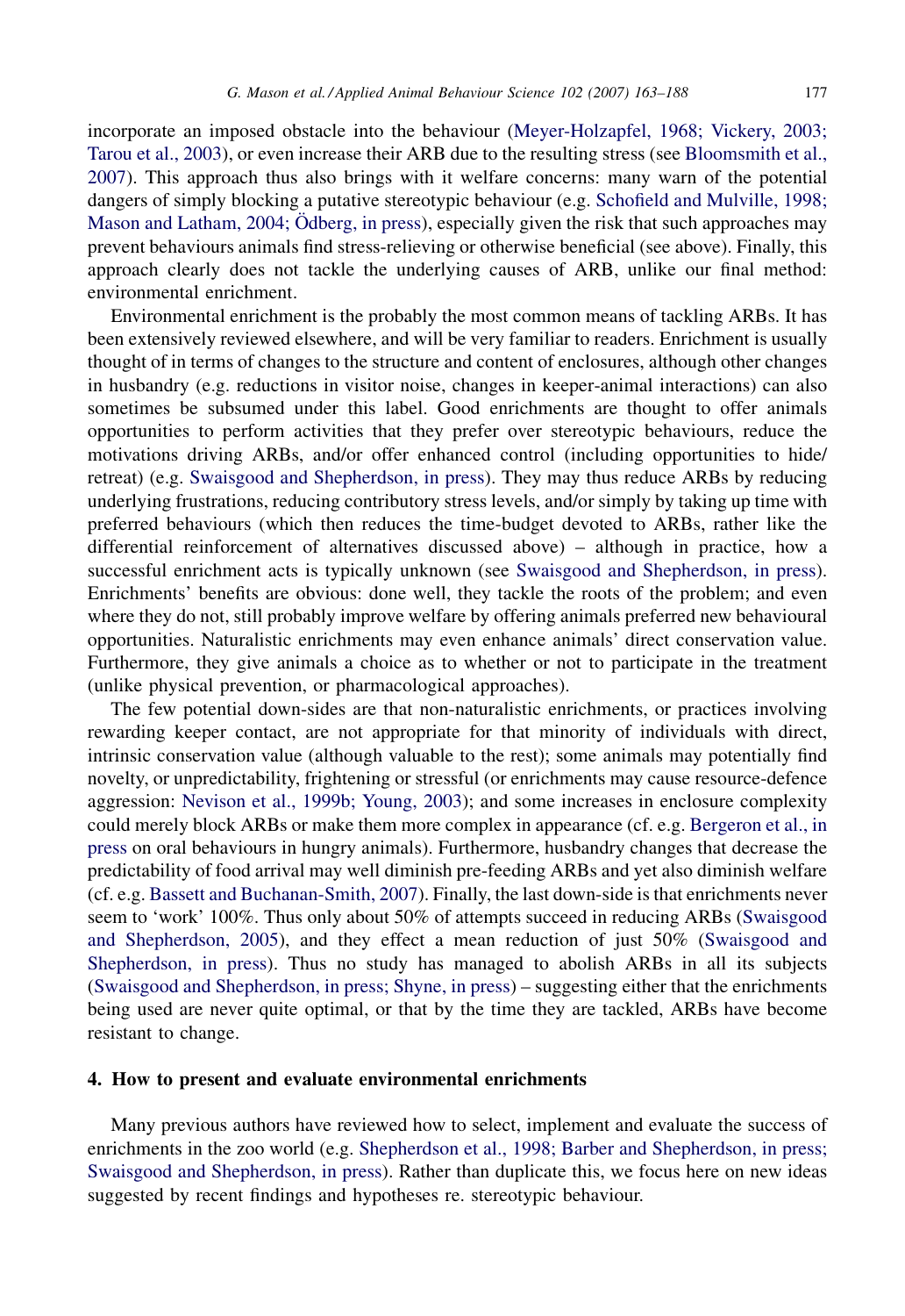incorporate an imposed obstacle into the behaviour (Meyer-Holzapfel, 1968; Vickery, 2003; Tarou et al., 2003), or even increase their ARB due to the resulting stress (see Bloomsmith et al., 2007). This approach thus also brings with it welfare concerns: many warn of the potential dangers of simply blocking a putative stereotypic behaviour (e.g. Schofield and Mulville, 1998; Mason and Latham, 2004; Ödberg, in press), especially given the risk that such approaches may prevent behaviours animals find stress-relieving or otherwise beneficial (see above). Finally, this approach clearly does not tackle the underlying causes of ARB, unlike our final method: environmental enrichment.

Environmental enrichment is the probably the most common means of tackling ARBs. It has been extensively reviewed elsewhere, and will be very familiar to readers. Enrichment is usually thought of in terms of changes to the structure and content of enclosures, although other changes in husbandry (e.g. reductions in visitor noise, changes in keeper-animal interactions) can also sometimes be subsumed under this label. Good enrichments are thought to offer animals opportunities to perform activities that they prefer over stereotypic behaviours, reduce the motivations driving ARBs, and/or offer enhanced control (including opportunities to hide/retreat) (e.g. Swaisgood and Shepherdson, in press). They may thus reduce ARBs by reducing underlying frustrations, reducing contributory stress levels, and/or simply by taking up time with preferred behaviours (which then reduces the time-budget devoted to ARBs, rather like the differential reinforcement of alternatives discussed above) – although in practice, how a successful enrichment acts is typically unknown (see Swaisgood and Shepherdson, in press). Enrichments' benefits are obvious: done well, they tackle the roots of the problem; and even where they do not, still probably improve welfare by offering animals preferred new behavioural opportunities. Naturalistic enrichments may even enhance animals' direct conservation value. Furthermore, they give animals a choice as to whether or not to participate in the treatment (unlike physical prevention, or pharmacological approaches).

The few potential down-sides are that non-naturalistic enrichments, or practices involving rewarding keeper contact, are not appropriate for that minority of individuals with direct, intrinsic conservation value (although valuable to the rest); some animals may potentially find novelty, or unpredictability, frightening or stressful (or enrichments may cause resource-defence aggression: Nevison et al., 1999b; Young, 2003); and some increases in enclosure complexity could merely block ARBs or make them more complex in appearance (cf. e.g. Bergeron et al., in press on oral behaviours in hungry animals). Furthermore, husbandry changes that decrease the predictability of food arrival may well diminish pre-feeding ARBs and yet also diminish welfare (cf. e.g. Bassett and Buchanan-Smith, 2007). Finally, the last down-side is that enrichments never seem to 'work' 100%. Thus only about 50% of attempts succeed in reducing ARBs (Swaisgood and Shepherdson, 2005), and they effect a mean reduction of just 50% (Swaisgood and Shepherdson, in press). Thus no study has managed to abolish ARBs in all its subjects (Swaisgood and Shepherdson, in press; Shyne, in press) – suggesting either that the enrichments being used are never quite optimal, or that by the time they are tackled, ARBs have become resistant to change.

## 4. How to present and evaluate environmental enrichments

Many previous authors have reviewed how to select, implement and evaluate the success of enrichments in the zoo world (e.g. Shepherdson et al., 1998; Barber and Shepherdson, in press; Swaisgood and Shepherdson, in press). Rather than duplicate this, we focus here on new ideas suggested by recent findings and hypotheses re. stereotypic behaviour.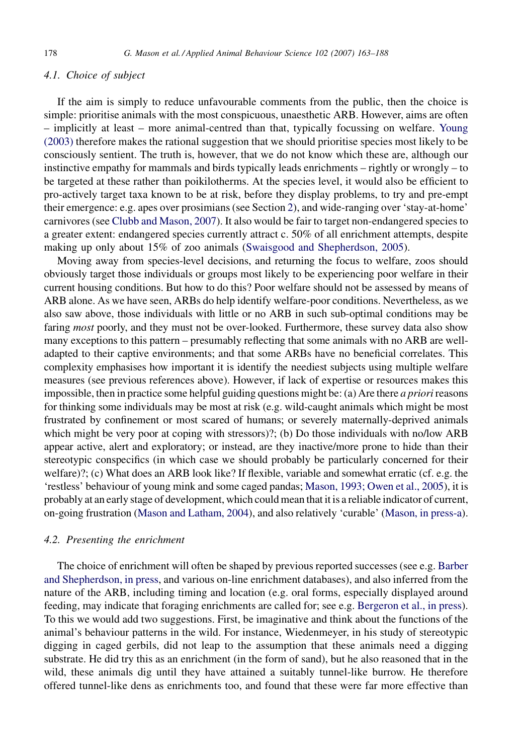### 4.1. Choice of subject

If the aim is simply to reduce unfavourable comments from the public, then the choice is simple: prioritise animals with the most conspicuous, unaesthetic ARB. However, aims are often – implicitly at least – more animal-centred than that, typically focussing on welfare. Young (2003) therefore makes the rational suggestion that we should prioritise species most likely to be consciously sentient. The truth is, however, that we do not know which these are, although our instinctive empathy for mammals and birds typically leads enrichments – rightly or wrongly – to be targeted at these rather than poikilotherms. At the species level, it would also be efficient to pro-actively target taxa known to be at risk, before they display problems, to try and pre-empt their emergence: e.g. apes over prosimians (see Section 2), and wide-ranging over 'stay-at-home' carnivores (see Clubb and Mason, 2007). It also would be fair to target non-endangered species to a greater extent: endangered species currently attract c. 50% of all enrichment attempts, despite making up only about 15% of zoo animals (Swaisgood and Shepherdson, 2005).

Moving away from species-level decisions, and returning the focus to welfare, zoos should obviously target those individuals or groups most likely to be experiencing poor welfare in their current housing conditions. But how to do this? Poor welfare should not be assessed by means of ARB alone. As we have seen, ARBs do help identify welfare-poor conditions. Nevertheless, as we also saw above, those individuals with little or no ARB in such sub-optimal conditions may be faring *most* poorly, and they must not be over-looked. Furthermore, these survey data also show many exceptions to this pattern – presumably reflecting that some animals with no ARB are well-adapted to their captive environments; and that some ARBs have no beneficial correlates. This complexity emphasises how important it is identify the neediest subjects using multiple welfare measures (see previous references above). However, if lack of expertise or resources makes this impossible, then in practice some helpful guiding questions might be: (a) Are there *a priori* reasons for thinking some individuals may be most at risk (e.g. wild-caught animals which might be most frustrated by confinement or most scared of humans; or severely maternally-deprived animals which might be very poor at coping with stressors)?; (b) Do those individuals with no/low ARB appear active, alert and exploratory; or instead, are they inactive/more prone to hide than their stereotypic conspecifics (in which case we should probably be particularly concerned for their welfare)?; (c) What does an ARB look like? If flexible, variable and somewhat erratic (cf. e.g. the 'restless' behaviour of young mink and some caged pandas; Mason, 1993; Owen et al., 2005), it is probably at an early stage of development, which could mean that it is a reliable indicator of current, on-going frustration (Mason and Latham, 2004), and also relatively 'curable' (Mason, in press-a).

### 4.2. Presenting the enrichment

The choice of enrichment will often be shaped by previous reported successes (see e.g. Barber and Shepherdson, in press, and various on-line enrichment databases), and also inferred from the nature of the ARB, including timing and location (e.g. oral forms, especially displayed around feeding, may indicate that foraging enrichments are called for; see e.g. Bergeron et al., in press). To this we would add two suggestions. First, be imaginative and think about the functions of the animal's behaviour patterns in the wild. For instance, Wiedenmeyer, in his study of stereotypic digging in caged gerbils, did not leap to the assumption that these animals need a digging substrate. He did try this as an enrichment (in the form of sand), but he also reasoned that in the wild, these animals dig until they have attained a suitably tunnel-like burrow. He therefore offered tunnel-like dens as enrichments too, and found that these were far more effective than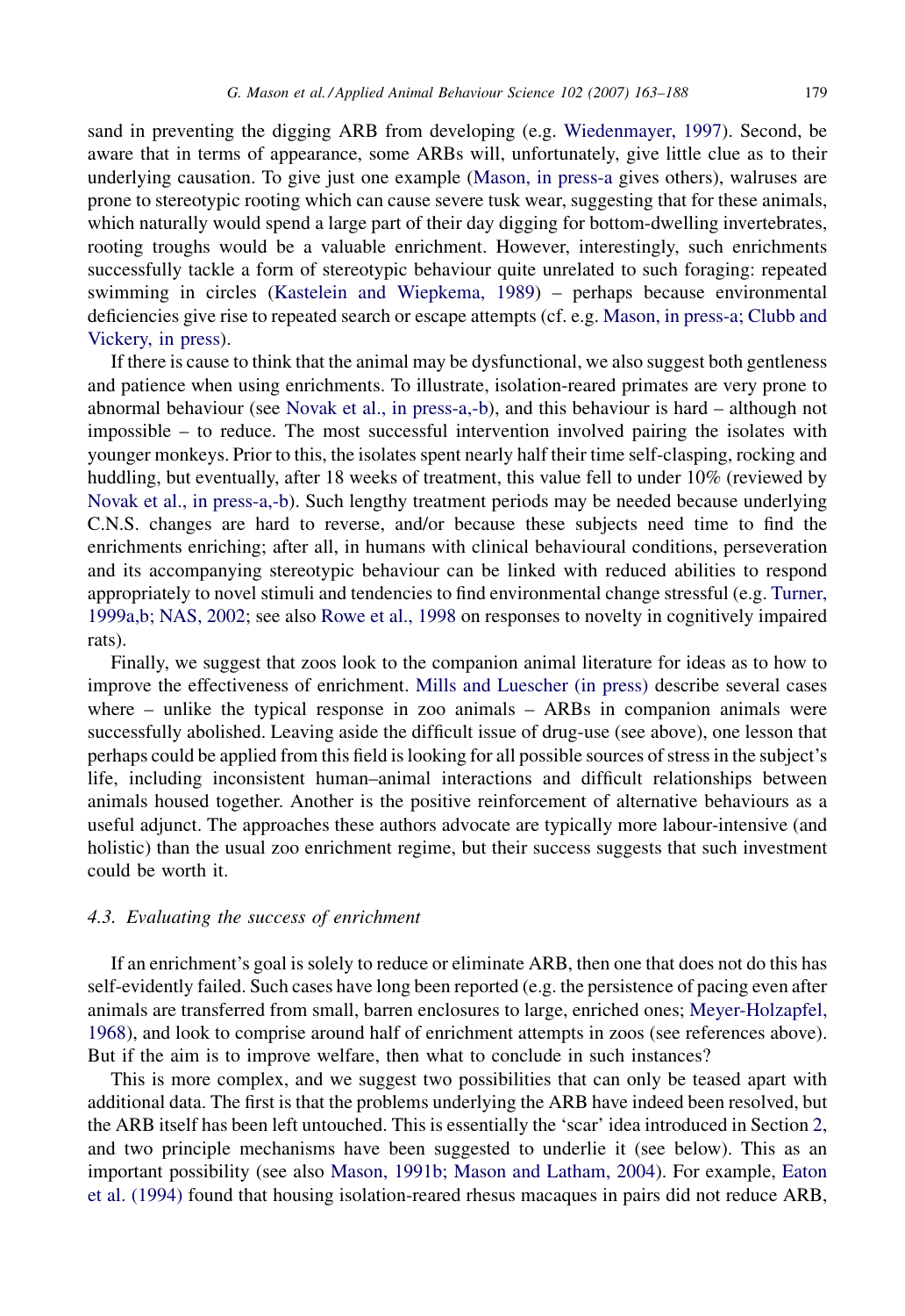sand in preventing the digging ARB from developing (e.g. Wiedenmayer, 1997). Second, be aware that in terms of appearance, some ARBs will, unfortunately, give little clue as to their underlying causation. To give just one example (Mason, in press-a gives others), walruses are prone to stereotypic rooting which can cause severe tusk wear, suggesting that for these animals, which naturally would spend a large part of their day digging for bottom-dwelling invertebrates, rooting troughs would be a valuable enrichment. However, interestingly, such enrichments successfully tackle a form of stereotypic behaviour quite unrelated to such foraging: repeated swimming in circles (Kastelein and Wiepkema, 1989) – perhaps because environmental deficiencies give rise to repeated search or escape attempts (cf. e.g. Mason, in press-a; Clubb and Vickery, in press).

If there is cause to think that the animal may be dysfunctional, we also suggest both gentleness and patience when using enrichments. To illustrate, isolation-reared primates are very prone to abnormal behaviour (see Novak et al., in press-a,-b), and this behaviour is hard – although not impossible – to reduce. The most successful intervention involved pairing the isolates with younger monkeys. Prior to this, the isolates spent nearly half their time self-clasping, rocking and huddling, but eventually, after 18 weeks of treatment, this value fell to under 10% (reviewed by Novak et al., in press-a,-b). Such lengthy treatment periods may be needed because underlying C.N.S. changes are hard to reverse, and/or because these subjects need time to find the enrichments enriching; after all, in humans with clinical behavioural conditions, perseveration and its accompanying stereotypic behaviour can be linked with reduced abilities to respond appropriately to novel stimuli and tendencies to find environmental change stressful (e.g. Turner, 1999a,b; NAS, 2002; see also Rowe et al., 1998 on responses to novelty in cognitively impaired rats).

Finally, we suggest that zoos look to the companion animal literature for ideas as to how to improve the effectiveness of enrichment. Mills and Luescher (in press) describe several cases where – unlike the typical response in zoo animals – ARBs in companion animals were successfully abolished. Leaving aside the difficult issue of drug-use (see above), one lesson that perhaps could be applied from this field is looking for all possible sources of stress in the subject's life, including inconsistent human–animal interactions and difficult relationships between animals housed together. Another is the positive reinforcement of alternative behaviours as a useful adjunct. The approaches these authors advocate are typically more labour-intensive (and holistic) than the usual zoo enrichment regime, but their success suggests that such investment could be worth it.

### *4.3. Evaluating the success of enrichment*

If an enrichment's goal is solely to reduce or eliminate ARB, then one that does not do this has self-evidently failed. Such cases have long been reported (e.g. the persistence of pacing even after animals are transferred from small, barren enclosures to large, enriched ones; Meyer-Holzapfel, 1968), and look to comprise around half of enrichment attempts in zoos (see references above). But if the aim is to improve welfare, then what to conclude in such instances?

This is more complex, and we suggest two possibilities that can only be teased apart with additional data. The first is that the problems underlying the ARB have indeed been resolved, but the ARB itself has been left untouched. This is essentially the 'scar' idea introduced in Section 2, and two principle mechanisms have been suggested to underlie it (see below). This as an important possibility (see also Mason, 1991b; Mason and Latham, 2004). For example, Eaton et al. (1994) found that housing isolation-reared rhesus macaques in pairs did not reduce ARB,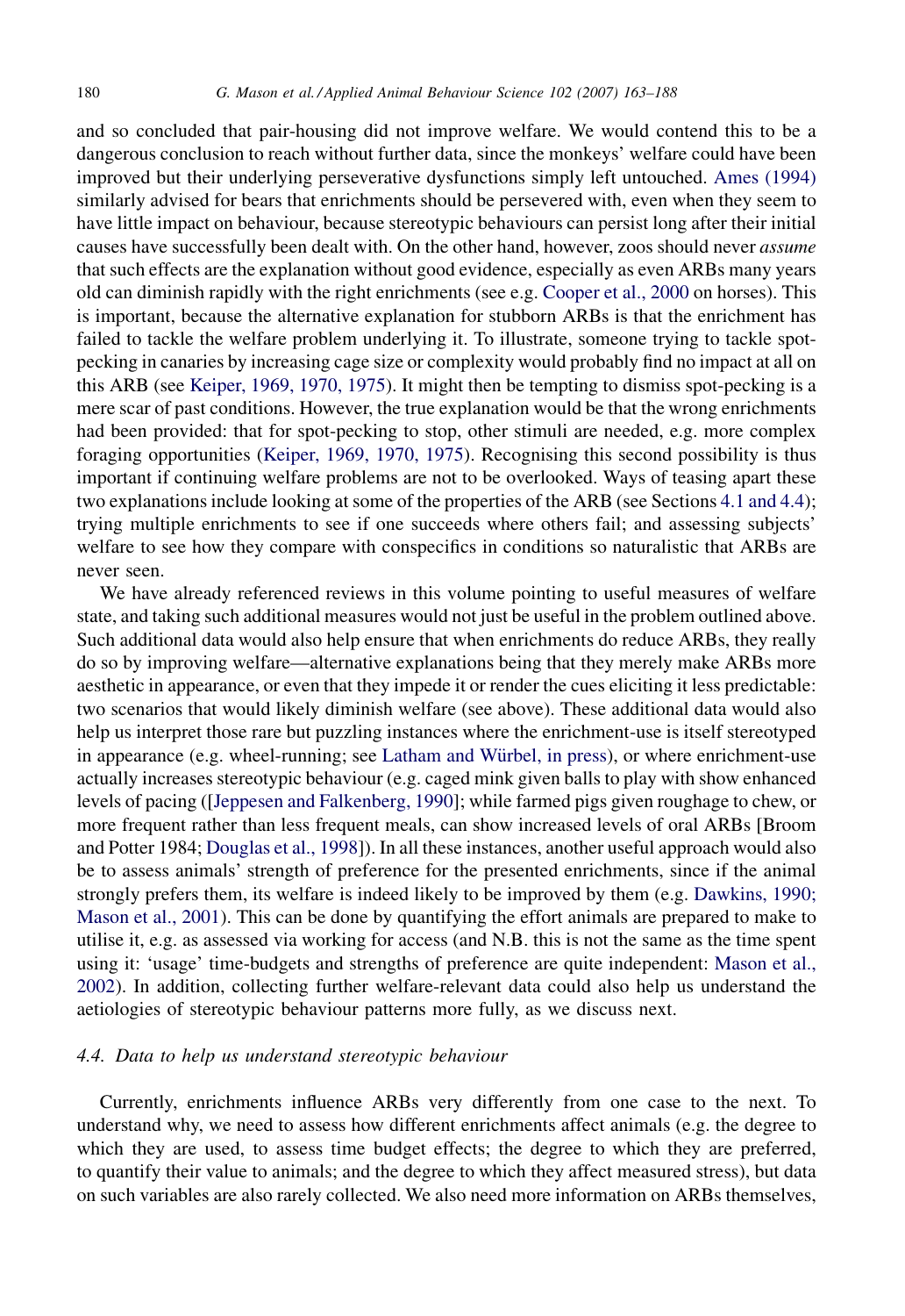and so concluded that pair-housing did not improve welfare. We would contend this to be a dangerous conclusion to reach without further data, since the monkeys' welfare could have been improved but their underlying perseverative dysfunctions simply left untouched. Ames (1994) similarly advised for bears that enrichments should be persevered with, even when they seem to have little impact on behaviour, because stereotypic behaviours can persist long after their initial causes have successfully been dealt with. On the other hand, however, zoos should never *assume* that such effects are the explanation without good evidence, especially as even ARBs many years old can diminish rapidly with the right enrichments (see e.g. Cooper et al., 2000 on horses). This is important, because the alternative explanation for stubborn ARBs is that the enrichment has failed to tackle the welfare problem underlying it. To illustrate, someone trying to tackle spot-pecking in canaries by increasing cage size or complexity would probably find no impact at all on this ARB (see Keiper, 1969, 1970, 1975). It might then be tempting to dismiss spot-pecking is a mere scar of past conditions. However, the true explanation would be that the wrong enrichments had been provided: that for spot-pecking to stop, other stimuli are needed, e.g. more complex foraging opportunities (Keiper, 1969, 1970, 1975). Recognising this second possibility is thus important if continuing welfare problems are not to be overlooked. Ways of teasing apart these two explanations include looking at some of the properties of the ARB (see Sections 4.1 and 4.4); trying multiple enrichments to see if one succeeds where others fail; and assessing subjects' welfare to see how they compare with conspecifics in conditions so naturalistic that ARBs are never seen.

We have already referenced reviews in this volume pointing to useful measures of welfare state, and taking such additional measures would not just be useful in the problem outlined above. Such additional data would also help ensure that when enrichments do reduce ARBs, they really do so by improving welfare—alternative explanations being that they merely make ARBs more aesthetic in appearance, or even that they impede it or render the cues eliciting it less predictable: two scenarios that would likely diminish welfare (see above). These additional data would also help us interpret those rare but puzzling instances where the enrichment-use is itself stereotyped in appearance (e.g. wheel-running; see Latham and Würbel, in press), or where enrichment-use actually increases stereotypic behaviour (e.g. caged mink given balls to play with show enhanced levels of pacing ([Jeppesen and Falkenberg, 1990]; while farmed pigs given roughage to chew, or more frequent rather than less frequent meals, can show increased levels of oral ARBs [Broom and Potter 1984; Douglas et al., 1998]). In all these instances, another useful approach would also be to assess animals' strength of preference for the presented enrichments, since if the animal strongly prefers them, its welfare is indeed likely to be improved by them (e.g. Dawkins, 1990; Mason et al., 2001). This can be done by quantifying the effort animals are prepared to make to utilise it, e.g. as assessed via working for access (and N.B. this is not the same as the time spent using it: 'usage' time-budgets and strengths of preference are quite independent: Mason et al., 2002). In addition, collecting further welfare-relevant data could also help us understand the aetiologies of stereotypic behaviour patterns more fully, as we discuss next.

### *4.4. Data to help us understand stereotypic behaviour*

Currently, enrichments influence ARBs very differently from one case to the next. To understand why, we need to assess how different enrichments affect animals (e.g. the degree to which they are used, to assess time budget effects; the degree to which they are preferred, to quantify their value to animals; and the degree to which they affect measured stress), but data on such variables are also rarely collected. We also need more information on ARBs themselves,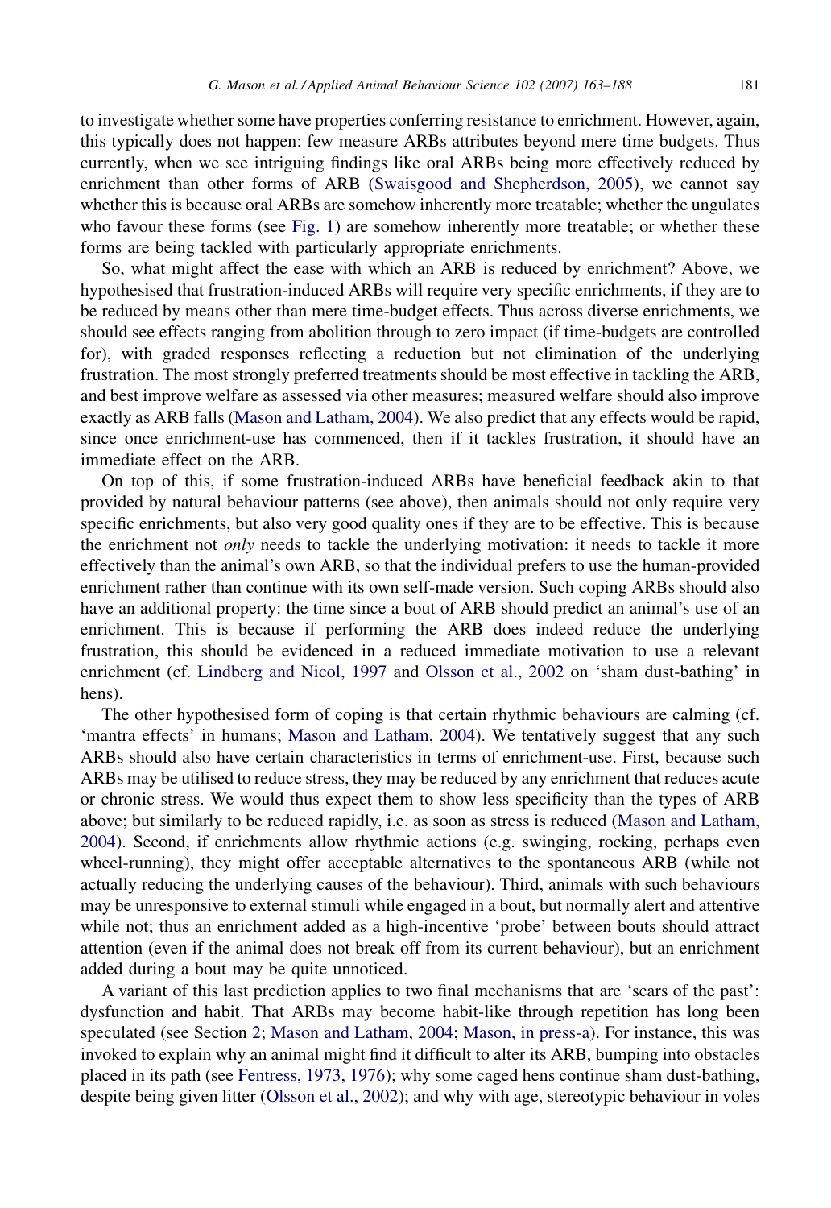to investigate whether some have properties conferring resistance to enrichment. However, again, this typically does not happen: few measure ARBs attributes beyond mere time budgets. Thus currently, when we see intriguing findings like oral ARBs being more effectively reduced by enrichment than other forms of ARB (Swaisgood and Shepherdson, 2005), we cannot say whether this is because oral ARBs are somehow inherently more treatable; whether the ungulates who favour these forms (see Fig. 1) are somehow inherently more treatable; or whether these forms are being tackled with particularly appropriate enrichments.

So, what might affect the ease with which an ARB is reduced by enrichment? Above, we hypothesised that frustration-induced ARBs will require very specific enrichments, if they are to be reduced by means other than mere time-budget effects. Thus across diverse enrichments, we should see effects ranging from abolition through to zero impact (if time-budgets are controlled for), with graded responses reflecting a reduction but not elimination of the underlying frustration. The most strongly preferred treatments should be most effective in tackling the ARB, and best improve welfare as assessed via other measures; measured welfare should also improve exactly as ARB falls (Mason and Latham, 2004). We also predict that any effects would be rapid, since once enrichment-use has commenced, then if it tackles frustration, it should have an immediate effect on the ARB.

On top of this, if some frustration-induced ARBs have beneficial feedback akin to that provided by natural behaviour patterns (see above), then animals should not only require very specific enrichments, but also very good quality ones if they are to be effective. This is because the enrichment not *only* needs to tackle the underlying motivation: it needs to tackle it more effectively than the animal's own ARB, so that the individual prefers to use the human-provided enrichment rather than continue with its own self-made version. Such coping ARBs should also have an additional property: the time since a bout of ARB should predict an animal's use of an enrichment. This is because if performing the ARB does indeed reduce the underlying frustration, this should be evidenced in a reduced immediate motivation to use a relevant enrichment (cf. Lindberg and Nicol, 1997 and Olsson et al., 2002 on 'sham dust-bathing' in hens).

The other hypothesised form of coping is that certain rhythmic behaviours are calming (cf. 'mantra effects' in humans; Mason and Latham, 2004). We tentatively suggest that any such ARBs should also have certain characteristics in terms of enrichment-use. First, because such ARBs may be utilised to reduce stress, they may be reduced by any enrichment that reduces acute or chronic stress. We would thus expect them to show less specificity than the types of ARB above; but similarly to be reduced rapidly, i.e. as soon as stress is reduced (Mason and Latham, 2004). Second, if enrichments allow rhythmic actions (e.g. swinging, rocking, perhaps even wheel-running), they might offer acceptable alternatives to the spontaneous ARB (while not actually reducing the underlying causes of the behaviour). Third, animals with such behaviours may be unresponsive to external stimuli while engaged in a bout, but normally alert and attentive while not; thus an enrichment added as a high-incentive 'probe' between bouts should attract attention (even if the animal does not break off from its current behaviour), but an enrichment added during a bout may be quite unnoticed.

A variant of this last prediction applies to two final mechanisms that are 'scars of the past': dysfunction and habit. That ARBs may become habit-like through repetition has long been speculated (see Section 2; Mason and Latham, 2004; Mason, in press-a). For instance, this was invoked to explain why an animal might find it difficult to alter its ARB, bumping into obstacles placed in its path (see Fentress, 1973, 1976); why some caged hens continue sham dust-bathing, despite being given litter (Olsson et al., 2002); and why with age, stereotypic behaviour in voles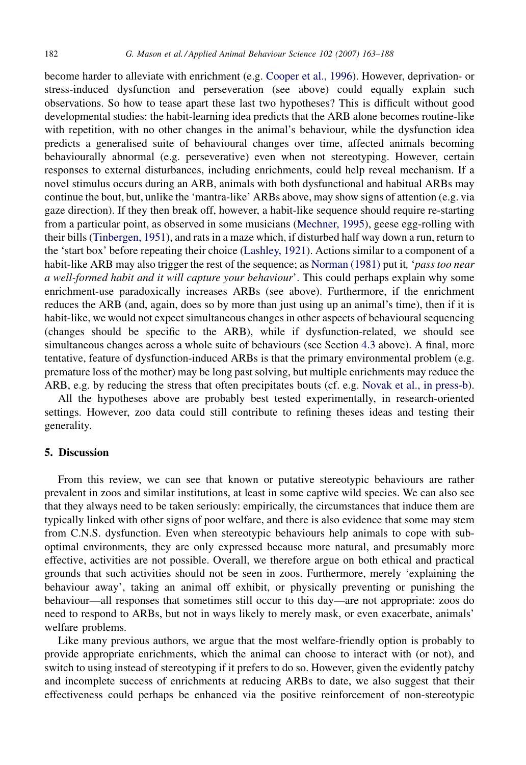become harder to alleviate with enrichment (e.g. Cooper et al., 1996). However, deprivation- or stress-induced dysfunction and perseveration (see above) could equally explain such observations. So how to tease apart these last two hypotheses? This is difficult without good developmental studies: the habit-learning idea predicts that the ARB alone becomes routine-like with repetition, with no other changes in the animal's behaviour, while the dysfunction idea predicts a generalised suite of behavioural changes over time, affected animals becoming behaviourally abnormal (e.g. perseverative) even when not stereotyping. However, certain responses to external disturbances, including enrichments, could help reveal mechanism. If a novel stimulus occurs during an ARB, animals with both dysfunctional and habitual ARBs may continue the bout, but, unlike the 'mantra-like' ARBs above, may show signs of attention (e.g. via gaze direction). If they then break off, however, a habit-like sequence should require re-starting from a particular point, as observed in some musicians (Mechner, 1995), geese egg-rolling with their bills (Tinbergen, 1951), and rats in a maze which, if disturbed half way down a run, return to the 'start box' before repeating their choice (Lashley, 1921). Actions similar to a component of a habit-like ARB may also trigger the rest of the sequence; as Norman (1981) put it, '*pass too near a well-formed habit and it will capture your behaviour*'. This could perhaps explain why some enrichment-use paradoxically increases ARBs (see above). Furthermore, if the enrichment reduces the ARB (and, again, does so by more than just using up an animal's time), then if it is habit-like, we would not expect simultaneous changes in other aspects of behavioural sequencing (changes should be specific to the ARB), while if dysfunction-related, we should see simultaneous changes across a whole suite of behaviours (see Section 4.3 above). A final, more tentative, feature of dysfunction-induced ARBs is that the primary environmental problem (e.g. premature loss of the mother) may be long past solving, but multiple enrichments may reduce the ARB, e.g. by reducing the stress that often precipitates bouts (cf. e.g. Novak et al., in press-b).

All the hypotheses above are probably best tested experimentally, in research-oriented settings. However, zoo data could still contribute to refining theses ideas and testing their generality.

## 5. Discussion

From this review, we can see that known or putative stereotypic behaviours are rather prevalent in zoos and similar institutions, at least in some captive wild species. We can also see that they always need to be taken seriously: empirically, the circumstances that induce them are typically linked with other signs of poor welfare, and there is also evidence that some may stem from C.N.S. dysfunction. Even when stereotypic behaviours help animals to cope with sub-optimal environments, they are only expressed because more natural, and presumably more effective, activities are not possible. Overall, we therefore argue on both ethical and practical grounds that such activities should not be seen in zoos. Furthermore, merely 'explaining the behaviour away', taking an animal off exhibit, or physically preventing or punishing the behaviour—all responses that sometimes still occur to this day—are not appropriate: zoos do need to respond to ARBs, but not in ways likely to merely mask, or even exacerbate, animals' welfare problems.

Like many previous authors, we argue that the most welfare-friendly option is probably to provide appropriate enrichments, which the animal can choose to interact with (or not), and switch to using instead of stereotyping if it prefers to do so. However, given the evidently patchy and incomplete success of enrichments at reducing ARBs to date, we also suggest that their effectiveness could perhaps be enhanced via the positive reinforcement of non-stereotypic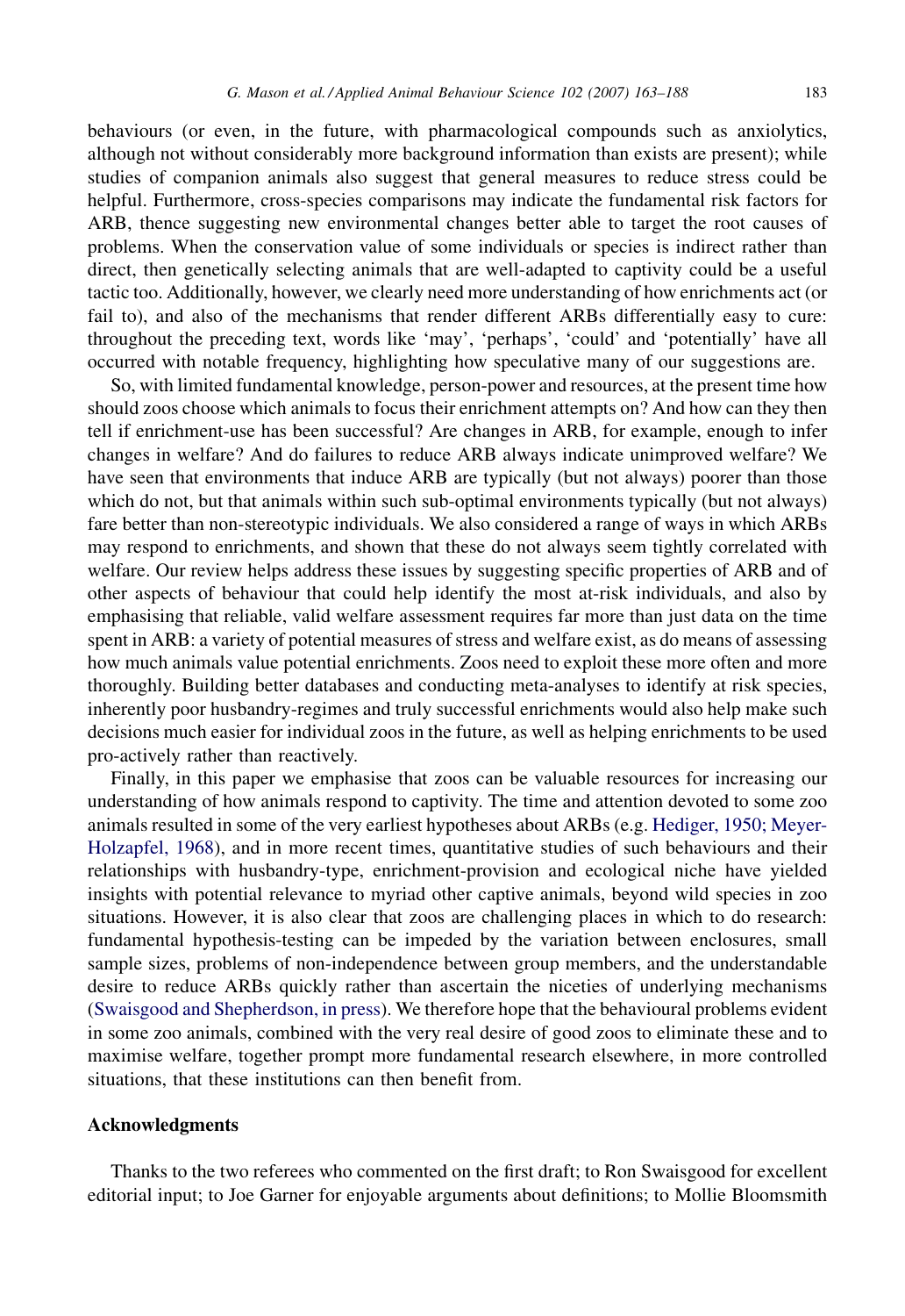behaviours (or even, in the future, with pharmacological compounds such as anxiolytics, although not without considerably more background information than exists are present); while studies of companion animals also suggest that general measures to reduce stress could be helpful. Furthermore, cross-species comparisons may indicate the fundamental risk factors for ARB, thence suggesting new environmental changes better able to target the root causes of problems. When the conservation value of some individuals or species is indirect rather than direct, then genetically selecting animals that are well-adapted to captivity could be a useful tactic too. Additionally, however, we clearly need more understanding of how enrichments act (or fail to), and also of the mechanisms that render different ARBs differentially easy to cure: throughout the preceding text, words like 'may', 'perhaps', 'could' and 'potentially' have all occurred with notable frequency, highlighting how speculative many of our suggestions are.

So, with limited fundamental knowledge, person-power and resources, at the present time how should zoos choose which animals to focus their enrichment attempts on? And how can they then tell if enrichment-use has been successful? Are changes in ARB, for example, enough to infer changes in welfare? And do failures to reduce ARB always indicate unimproved welfare? We have seen that environments that induce ARB are typically (but not always) poorer than those which do not, but that animals within such sub-optimal environments typically (but not always) fare better than non-stereotypic individuals. We also considered a range of ways in which ARBs may respond to enrichments, and shown that these do not always seem tightly correlated with welfare. Our review helps address these issues by suggesting specific properties of ARB and of other aspects of behaviour that could help identify the most at-risk individuals, and also by emphasising that reliable, valid welfare assessment requires far more than just data on the time spent in ARB: a variety of potential measures of stress and welfare exist, as do means of assessing how much animals value potential enrichments. Zoos need to exploit these more often and more thoroughly. Building better databases and conducting meta-analyses to identify at risk species, inherently poor husbandry-regimes and truly successful enrichments would also help make such decisions much easier for individual zoos in the future, as well as helping enrichments to be used pro-actively rather than reactively.

Finally, in this paper we emphasise that zoos can be valuable resources for increasing our understanding of how animals respond to captivity. The time and attention devoted to some zoo animals resulted in some of the very earliest hypotheses about ARBs (e.g. Hediger, 1950; Meyer-Holzapfel, 1968), and in more recent times, quantitative studies of such behaviours and their relationships with husbandry-type, enrichment-provision and ecological niche have yielded insights with potential relevance to myriad other captive animals, beyond wild species in zoo situations. However, it is also clear that zoos are challenging places in which to do research: fundamental hypothesis-testing can be impeded by the variation between enclosures, small sample sizes, problems of non-independence between group members, and the understandable desire to reduce ARBs quickly rather than ascertain the niceties of underlying mechanisms (Swaisgood and Shepherdson, in press). We therefore hope that the behavioural problems evident in some zoo animals, combined with the very real desire of good zoos to eliminate these and to maximise welfare, together prompt more fundamental research elsewhere, in more controlled situations, that these institutions can then benefit from.

## Acknowledgments

Thanks to the two referees who commented on the first draft; to Ron Swaisgood for excellent editorial input; to Joe Garner for enjoyable arguments about definitions; to Mollie Bloomsmith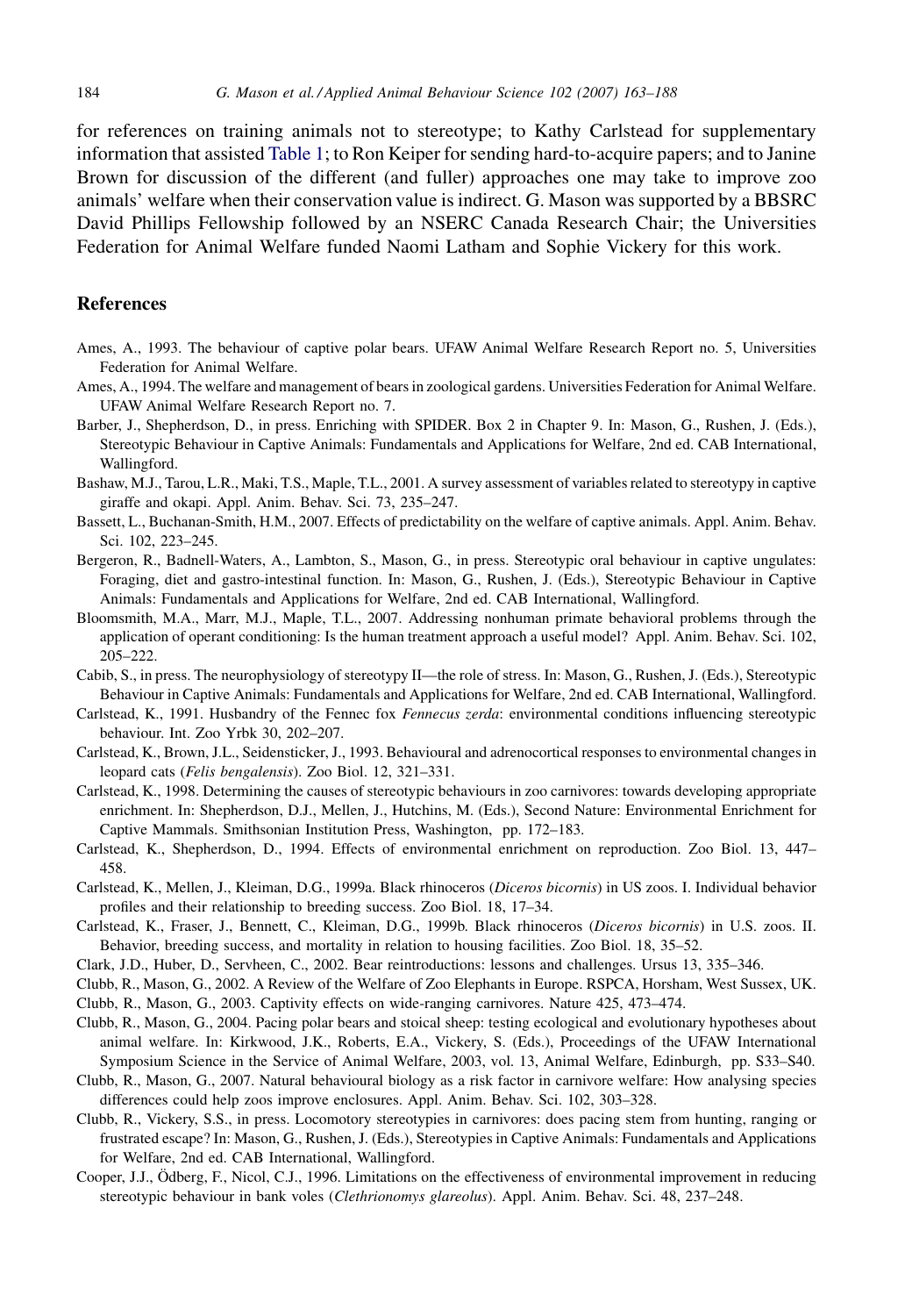for references on training animals not to stereotype; to Kathy Carlstead for supplementary information that assisted Table 1; to Ron Keiper for sending hard-to-acquire papers; and to Janine Brown for discussion of the different (and fuller) approaches one may take to improve zoo animals' welfare when their conservation value is indirect. G. Mason was supported by a BBSRC David Phillips Fellowship followed by an NSERC Canada Research Chair; the Universities Federation for Animal Welfare funded Naomi Latham and Sophie Vickery for this work.

## References

Ames, A., 1993. The behaviour of captive polar bears. UFAW Animal Welfare Research Report no. 5, Universities Federation for Animal Welfare.

Ames, A., 1994. The welfare and management of bears in zoological gardens. Universities Federation for Animal Welfare. UFAW Animal Welfare Research Report no. 7.

Barber, J., Shepherdson, D., in press. Enriching with SPIDER. Box 2 in Chapter 9. In: Mason, G., Rushen, J. (Eds.), Stereotypic Behaviour in Captive Animals: Fundamentals and Applications for Welfare, 2nd ed. CAB International, Wallingford.

Bashaw, M.J., Tarou, L.R., Maki, T.S., Maple, T.L., 2001. A survey assessment of variables related to stereotypy in captive giraffe and okapi. Appl. Anim. Behav. Sci. 73, 235–247.

Bassett, L., Buchanan-Smith, H.M., 2007. Effects of predictability on the welfare of captive animals. Appl. Anim. Behav. Sci. 102, 223–245.

Bergeron, R., Badnell-Waters, A., Lambton, S., Mason, G., in press. Stereotypic oral behaviour in captive ungulates: Foraging, diet and gastro-intestinal function. In: Mason, G., Rushen, J. (Eds.), Stereotypic Behaviour in Captive Animals: Fundamentals and Applications for Welfare, 2nd ed. CAB International, Wallingford.

Bloomsmith, M.A., Marr, M.J., Maple, T.L., 2007. Addressing nonhuman primate behavioral problems through the application of operant conditioning: Is the human treatment approach a useful model? Appl. Anim. Behav. Sci. 102, 205–222.

Cabib, S., in press. The neurophysiology of stereotypy II—the role of stress. In: Mason, G., Rushen, J. (Eds.), Stereotypic Behaviour in Captive Animals: Fundamentals and Applications for Welfare, 2nd ed. CAB International, Wallingford.

Carlstead, K., 1991. Husbandry of the Fennec fox *Fennecus zerda*: environmental conditions influencing stereotypic behaviour. Int. Zoo Yrbk 30, 202–207.

Carlstead, K., Brown, J.L., Seidensticker, J., 1993. Behavioural and adrenocortical responses to environmental changes in leopard cats (*Felis bengalensis*). Zoo Biol. 12, 321–331.

Carlstead, K., 1998. Determining the causes of stereotypic behaviours in zoo carnivores: towards developing appropriate enrichment. In: Shepherdson, D.J., Mellen, J., Hutchins, M. (Eds.), Second Nature: Environmental Enrichment for Captive Mammals. Smithsonian Institution Press, Washington, pp. 172–183.

Carlstead, K., Shepherdson, D., 1994. Effects of environmental enrichment on reproduction. Zoo Biol. 13, 447–458.

Carlstead, K., Mellen, J., Kleiman, D.G., 1999a. Black rhinoceros (*Diceros bicornis*) in US zoos. I. Individual behavior profiles and their relationship to breeding success. Zoo Biol. 18, 17–34.

Carlstead, K., Fraser, J., Bennett, C., Kleiman, D.G., 1999b. Black rhinoceros (*Diceros bicornis*) in U.S. zoos. II. Behavior, breeding success, and mortality in relation to housing facilities. Zoo Biol. 18, 35–52.

Clark, J.D., Huber, D., Servheen, C., 2002. Bear reintroductions: lessons and challenges. Ursus 13, 335–346.

Clubb, R., Mason, G., 2002. A Review of the Welfare of Zoo Elephants in Europe. RSPCA, Horsham, West Sussex, UK.

Clubb, R., Mason, G., 2003. Captivity effects on wide-ranging carnivores. Nature 425, 473–474.

Clubb, R., Mason, G., 2004. Pacing polar bears and stoical sheep: testing ecological and evolutionary hypotheses about animal welfare. In: Kirkwood, J.K., Roberts, E.A., Vickery, S. (Eds.), Proceedings of the UFAW International Symposium Science in the Service of Animal Welfare, 2003, vol. 13, Animal Welfare, Edinburgh, pp. S33–S40.

Clubb, R., Mason, G., 2007. Natural behavioural biology as a risk factor in carnivore welfare: How analysing species differences could help zoos improve enclosures. Appl. Anim. Behav. Sci. 102, 303–328.

Clubb, R., Vickery, S.S., in press. Locomotory stereotypies in carnivores: does pacing stem from hunting, ranging or frustrated escape? In: Mason, G., Rushen, J. (Eds.), Stereotypies in Captive Animals: Fundamentals and Applications for Welfare, 2nd ed. CAB International, Wallingford.

Cooper, J.J., Ödberg, F., Nicol, C.J., 1996. Limitations on the effectiveness of environmental improvement in reducing stereotypic behaviour in bank voles (*Clethrionomys glareolus*). Appl. Anim. Behav. Sci. 48, 237–248.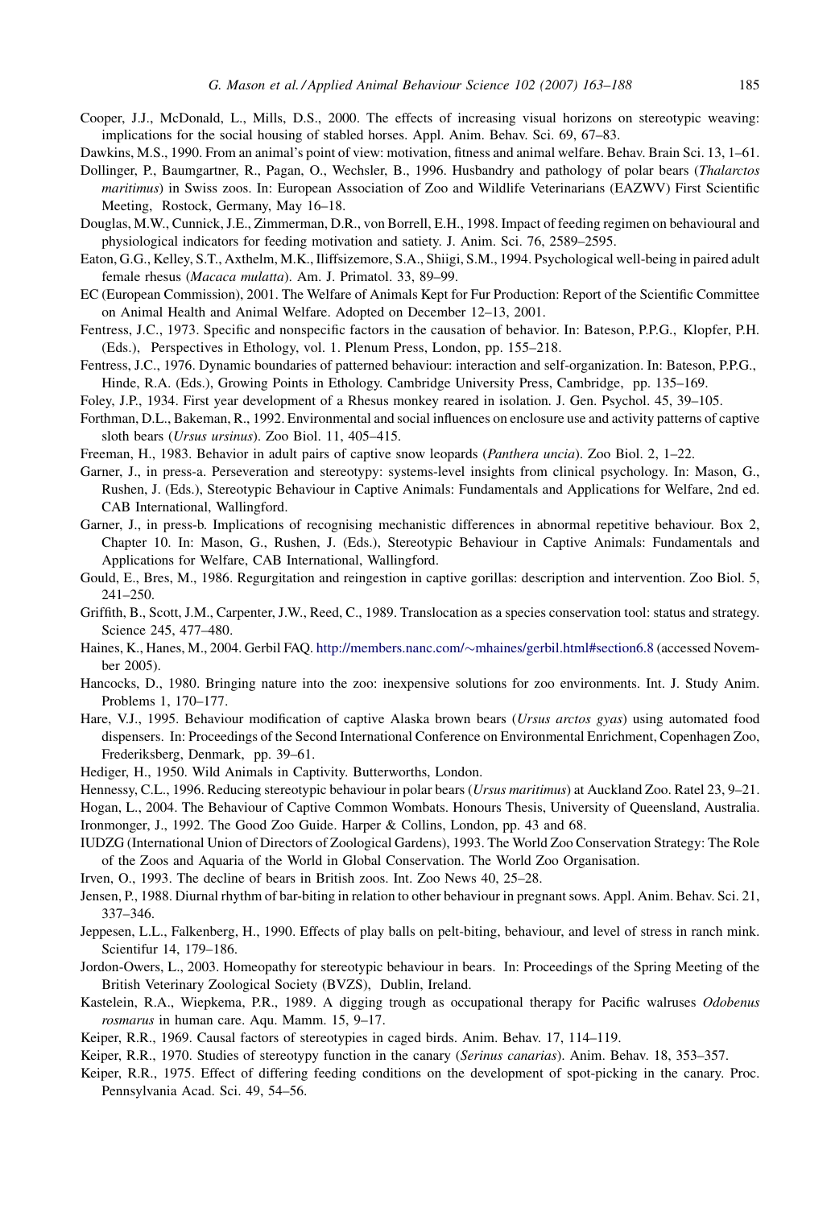Cooper, J.J., McDonald, L., Mills, D.S., 2000. The effects of increasing visual horizons on stereotypic weaving: implications for the social housing of stabled horses. Appl. Anim. Behav. Sci. 69, 67–83.

Dawkins, M.S., 1990. From an animal's point of view: motivation, fitness and animal welfare. Behav. Brain Sci. 13, 1–61.

Dollinger, P., Baumgartner, R., Pagan, O., Wechsler, B., 1996. Husbandry and pathology of polar bears (*Thalarctos maritimus*) in Swiss zoos. In: European Association of Zoo and Wildlife Veterinarians (EAZWV) First Scientific Meeting, Rostock, Germany, May 16–18.

Douglas, M.W., Cunnick, J.E., Zimmerman, D.R., von Borrell, E.H., 1998. Impact of feeding regimen on behavioural and physiological indicators for feeding motivation and satiety. J. Anim. Sci. 76, 2589–2595.

Eaton, G.G., Kelley, S.T., Axthelm, M.K., Iliffsizemore, S.A., Shiigi, S.M., 1994. Psychological well-being in paired adult female rhesus (*Macaca mulatta*). Am. J. Primatol. 33, 89–99.

EC (European Commission), 2001. The Welfare of Animals Kept for Fur Production: Report of the Scientific Committee on Animal Health and Animal Welfare. Adopted on December 12–13, 2001.

Fentress, J.C., 1973. Specific and nonspecific factors in the causation of behavior. In: Bateson, P.P.G., Klopfer, P.H. (Eds.), Perspectives in Ethology, vol. 1. Plenum Press, London, pp. 155–218.

Fentress, J.C., 1976. Dynamic boundaries of patterned behaviour: interaction and self-organization. In: Bateson, P.P.G., Hinde, R.A. (Eds.), Growing Points in Ethology. Cambridge University Press, Cambridge, pp. 135–169.

Foley, J.P., 1934. First year development of a Rhesus monkey reared in isolation. J. Gen. Psychol. 45, 39–105.

Forthman, D.L., Bakeman, R., 1992. Environmental and social influences on enclosure use and activity patterns of captive sloth bears (*Ursus ursinus*). Zoo Biol. 11, 405–415.

Freeman, H., 1983. Behavior in adult pairs of captive snow leopards (*Panthera uncia*). Zoo Biol. 2, 1–22.

Garner, J., in press-a. Perseveration and stereotypy: systems-level insights from clinical psychology. In: Mason, G., Rushen, J. (Eds.), Stereotypic Behaviour in Captive Animals: Fundamentals and Applications for Welfare, 2nd ed. CAB International, Wallingford.

Garner, J., in press-b. Implications of recognising mechanistic differences in abnormal repetitive behaviour. Box 2, Chapter 10. In: Mason, G., Rushen, J. (Eds.), Stereotypic Behaviour in Captive Animals: Fundamentals and Applications for Welfare, CAB International, Wallingford.

Gould, E., Bres, M., 1986. Regurgitation and reingestion in captive gorillas: description and intervention. Zoo Biol. 5, 241–250.

Griffith, B., Scott, J.M., Carpenter, J.W., Reed, C., 1989. Translocation as a species conservation tool: status and strategy. Science 245, 477–480.

Haines, K., Hanes, M., 2004. Gerbil FAQ. http://members.nanc.com/~mhaines/gerbil.html#section6.8 (accessed November 2005).

Hancocks, D., 1980. Bringing nature into the zoo: inexpensive solutions for zoo environments. Int. J. Study Anim. Problems 1, 170–177.

Hare, V.J., 1995. Behaviour modification of captive Alaska brown bears (*Ursus arctos gyas*) using automated food dispensers. In: Proceedings of the Second International Conference on Environmental Enrichment, Copenhagen Zoo, Frederiksberg, Denmark, pp. 39–61.

Hediger, H., 1950. Wild Animals in Captivity. Butterworths, London.

Hennessy, C.L., 1996. Reducing stereotypic behaviour in polar bears (*Ursus maritimus*) at Auckland Zoo. Ratel 23, 9–21.

Hogan, L., 2004. The Behaviour of Captive Common Wombats. Honours Thesis, University of Queensland, Australia.

Ironmonger, J., 1992. The Good Zoo Guide. Harper & Collins, London, pp. 43 and 68.

IUDZG (International Union of Directors of Zoological Gardens), 1993. The World Zoo Conservation Strategy: The Role of the Zoos and Aquaria of the World in Global Conservation. The World Zoo Organisation.

Irven, O., 1993. The decline of bears in British zoos. Int. Zoo News 40, 25–28.

Jensen, P., 1988. Diurnal rhythm of bar-biting in relation to other behaviour in pregnant sows. Appl. Anim. Behav. Sci. 21, 337–346.

Jeppesen, L.L., Falkenberg, H., 1990. Effects of play balls on pelt-biting, behaviour, and level of stress in ranch mink. Scientifur 14, 179–186.

Jordon-Owers, L., 2003. Homeopathy for stereotypic behaviour in bears. In: Proceedings of the Spring Meeting of the British Veterinary Zoological Society (BVZS), Dublin, Ireland.

Kastelein, R.A., Wiepkema, P.R., 1989. A digging trough as occupational therapy for Pacific walruses *Odobenus rosmarus* in human care. Aqu. Mamm. 15, 9–17.

Keiper, R.R., 1969. Causal factors of stereotypies in caged birds. Anim. Behav. 17, 114–119.

Keiper, R.R., 1970. Studies of stereotypy function in the canary (*Serinus canarias*). Anim. Behav. 18, 353–357.

Keiper, R.R., 1975. Effect of differing feeding conditions on the development of spot-picking in the canary. Proc. Pennsylvania Acad. Sci. 49, 54–56.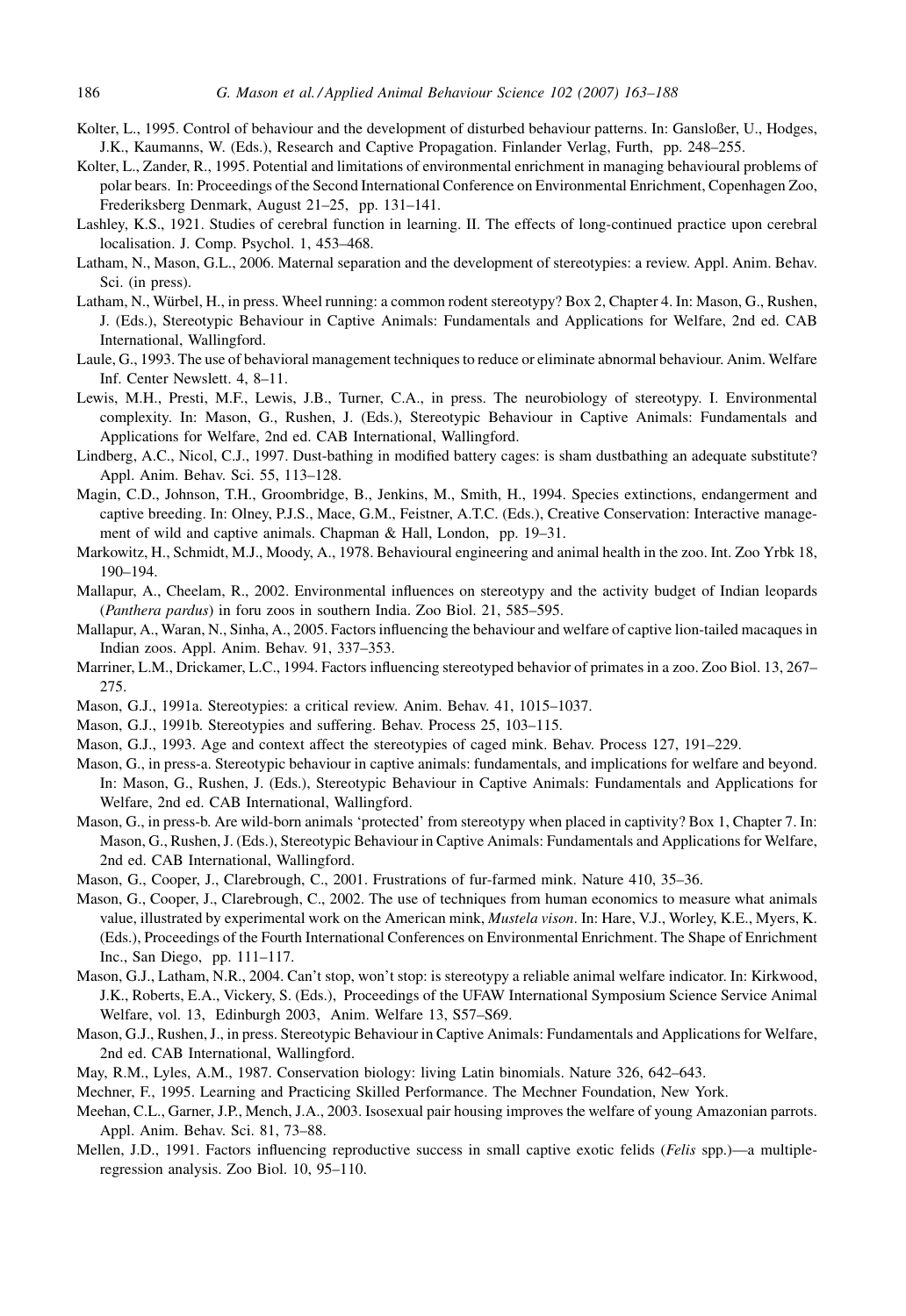Kolter, L., 1995. Control of behaviour and the development of disturbed behaviour patterns. In: Gansloßer, U., Hodges, J.K., Kaumanns, W. (Eds.), Research and Captive Propagation. Finlander Verlag, Furth, pp. 248–255.

Kolter, L., Zander, R., 1995. Potential and limitations of environmental enrichment in managing behavioural problems of polar bears. In: Proceedings of the Second International Conference on Environmental Enrichment, Copenhagen Zoo, Frederiksberg Denmark, August 21–25, pp. 131–141.

Lashley, K.S., 1921. Studies of cerebral function in learning. II. The effects of long-continued practice upon cerebral localisation. J. Comp. Psychol. 1, 453–468.

Latham, N., Mason, G.L., 2006. Maternal separation and the development of stereotypies: a review. Appl. Anim. Behav. Sci. (in press).

Latham, N., Würbel, H., in press. Wheel running: a common rodent stereotypy? Box 2, Chapter 4. In: Mason, G., Rushen, J. (Eds.), Stereotypic Behaviour in Captive Animals: Fundamentals and Applications for Welfare, 2nd ed. CAB International, Wallingford.

Laule, G., 1993. The use of behavioral management techniques to reduce or eliminate abnormal behaviour. Anim. Welfare Inf. Center Newslett. 4, 8–11.

Lewis, M.H., Presti, M.F., Lewis, J.B., Turner, C.A., in press. The neurobiology of stereotypy. I. Environmental complexity. In: Mason, G., Rushen, J. (Eds.), Stereotypic Behaviour in Captive Animals: Fundamentals and Applications for Welfare, 2nd ed. CAB International, Wallingford.

Lindberg, A.C., Nicol, C.J., 1997. Dust-bathing in modified battery cages: is sham dustbathing an adequate substitute? Appl. Anim. Behav. Sci. 55, 113–128.

Magin, C.D., Johnson, T.H., Groombridge, B., Jenkins, M., Smith, H., 1994. Species extinctions, endangerment and captive breeding. In: Olney, P.J.S., Mace, G.M., Feistner, A.T.C. (Eds.), Creative Conservation: Interactive management of wild and captive animals. Chapman & Hall, London, pp. 19–31.

Markowitz, H., Schmidt, M.J., Moody, A., 1978. Behavioural engineering and animal health in the zoo. Int. Zoo Yrbk 18, 190–194.

Mallapur, A., Cheelam, R., 2002. Environmental influences on stereotypy and the activity budget of Indian leopards (*Panthera pardus*) in foru zoos in southern India. Zoo Biol. 21, 585–595.

Mallapur, A., Waran, N., Sinha, A., 2005. Factors influencing the behaviour and welfare of captive lion-tailed macaques in Indian zoos. Appl. Anim. Behav. 91, 337–353.

Marriner, L.M., Drickamer, L.C., 1994. Factors influencing stereotyped behavior of primates in a zoo. Zoo Biol. 13, 267–275.

Mason, G.J., 1991a. Stereotypies: a critical review. Anim. Behav. 41, 1015–1037.

Mason, G.J., 1991b. Stereotypies and suffering. Behav. Process 25, 103–115.

Mason, G.J., 1993. Age and context affect the stereotypies of caged mink. Behav. Process 127, 191–229.

Mason, G., in press-a. Stereotypic behaviour in captive animals: fundamentals, and implications for welfare and beyond. In: Mason, G., Rushen, J. (Eds.), Stereotypic Behaviour in Captive Animals: Fundamentals and Applications for Welfare, 2nd ed. CAB International, Wallingford.

Mason, G., in press-b. Are wild-born animals 'protected' from stereotypy when placed in captivity? Box 1, Chapter 7. In: Mason, G., Rushen, J. (Eds.), Stereotypic Behaviour in Captive Animals: Fundamentals and Applications for Welfare, 2nd ed. CAB International, Wallingford.

Mason, G., Cooper, J., Clarebrough, C., 2001. Frustrations of fur-farmed mink. Nature 410, 35–36.

Mason, G., Cooper, J., Clarebrough, C., 2002. The use of techniques from human economics to measure what animals value, illustrated by experimental work on the American mink, *Mustela vison*. In: Hare, V.J., Worley, K.E., Myers, K. (Eds.), Proceedings of the Fourth International Conferences on Environmental Enrichment. The Shape of Enrichment Inc., San Diego, pp. 111–117.

Mason, G.J., Latham, N.R., 2004. Can't stop, won't stop: is stereotypy a reliable animal welfare indicator. In: Kirkwood, J.K., Roberts, E.A., Vickery, S. (Eds.), Proceedings of the UFAW International Symposium Science Service Animal Welfare, vol. 13, Edinburgh 2003, Anim. Welfare 13, S57–S69.

Mason, G.J., Rushen, J., in press. Stereotypic Behaviour in Captive Animals: Fundamentals and Applications for Welfare, 2nd ed. CAB International, Wallingford.

May, R.M., Lyles, A.M., 1987. Conservation biology: living Latin binomials. Nature 326, 642–643.

Mechner, F., 1995. Learning and Practicing Skilled Performance. The Mechner Foundation, New York.

Meehan, C.L., Garner, J.P., Mench, J.A., 2003. Isosexual pair housing improves the welfare of young Amazonian parrots. Appl. Anim. Behav. Sci. 81, 73–88.

Mellen, J.D., 1991. Factors influencing reproductive success in small captive exotic felids (*Felis* spp.)—a multiple-regression analysis. Zoo Biol. 10, 95–110.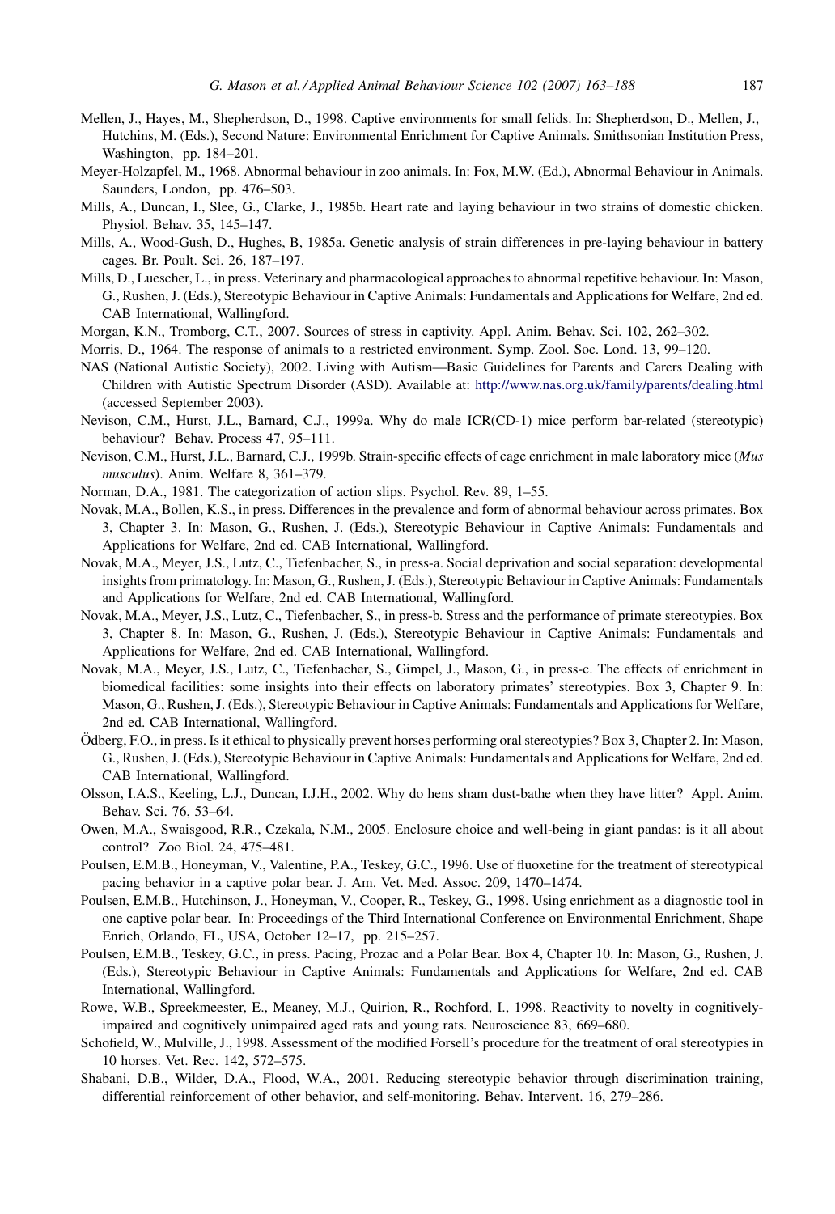Mellen, J., Hayes, M., Shepherdson, D., 1998. Captive environments for small felids. In: Shepherdson, D., Mellen, J., Hutchins, M. (Eds.), Second Nature: Environmental Enrichment for Captive Animals. Smithsonian Institution Press, Washington, pp. 184–201.

Meyer-Holzapfel, M., 1968. Abnormal behaviour in zoo animals. In: Fox, M.W. (Ed.), Abnormal Behaviour in Animals. Saunders, London, pp. 476–503.

Mills, A., Duncan, I., Slee, G., Clarke, J., 1985b. Heart rate and laying behaviour in two strains of domestic chicken. Physiol. Behav. 35, 145–147.

Mills, A., Wood-Gush, D., Hughes, B, 1985a. Genetic analysis of strain differences in pre-laying behaviour in battery cages. Br. Poult. Sci. 26, 187–197.

Mills, D., Luescher, L., in press. Veterinary and pharmacological approaches to abnormal repetitive behaviour. In: Mason, G., Rushen, J. (Eds.), Stereotypic Behaviour in Captive Animals: Fundamentals and Applications for Welfare, 2nd ed. CAB International, Wallingford.

Morgan, K.N., Tromborg, C.T., 2007. Sources of stress in captivity. Appl. Anim. Behav. Sci. 102, 262–302.

Morris, D., 1964. The response of animals to a restricted environment. Symp. Zool. Soc. Lond. 13, 99–120.

NAS (National Autistic Society), 2002. Living with Autism—Basic Guidelines for Parents and Carers Dealing with Children with Autistic Spectrum Disorder (ASD). Available at: http://www.nas.org.uk/family/parents/dealing.html (accessed September 2003).

Nevison, C.M., Hurst, J.L., Barnard, C.J., 1999a. Why do male ICR(CD-1) mice perform bar-related (stereotypic) behaviour? Behav. Process 47, 95–111.

Nevison, C.M., Hurst, J.L., Barnard, C.J., 1999b. Strain-specific effects of cage enrichment in male laboratory mice (*Mus musculus*). Anim. Welfare 8, 361–379.

Norman, D.A., 1981. The categorization of action slips. Psychol. Rev. 89, 1–55.

Novak, M.A., Bollen, K.S., in press. Differences in the prevalence and form of abnormal behaviour across primates. Box 3, Chapter 3. In: Mason, G., Rushen, J. (Eds.), Stereotypic Behaviour in Captive Animals: Fundamentals and Applications for Welfare, 2nd ed. CAB International, Wallingford.

Novak, M.A., Meyer, J.S., Lutz, C., Tiefenbacher, S., in press-a. Social deprivation and social separation: developmental insights from primatology. In: Mason, G., Rushen, J. (Eds.), Stereotypic Behaviour in Captive Animals: Fundamentals and Applications for Welfare, 2nd ed. CAB International, Wallingford.

Novak, M.A., Meyer, J.S., Lutz, C., Tiefenbacher, S., in press-b. Stress and the performance of primate stereotypies. Box 3, Chapter 8. In: Mason, G., Rushen, J. (Eds.), Stereotypic Behaviour in Captive Animals: Fundamentals and Applications for Welfare, 2nd ed. CAB International, Wallingford.

Novak, M.A., Meyer, J.S., Lutz, C., Tiefenbacher, S., Gimpel, J., Mason, G., in press-c. The effects of enrichment in biomedical facilities: some insights into their effects on laboratory primates' stereotypies. Box 3, Chapter 9. In: Mason, G., Rushen, J. (Eds.), Stereotypic Behaviour in Captive Animals: Fundamentals and Applications for Welfare, 2nd ed. CAB International, Wallingford.

Ödberg, F.O., in press. Is it ethical to physically prevent horses performing oral stereotypies? Box 3, Chapter 2. In: Mason, G., Rushen, J. (Eds.), Stereotypic Behaviour in Captive Animals: Fundamentals and Applications for Welfare, 2nd ed. CAB International, Wallingford.

Olsson, I.A.S., Keeling, L.J., Duncan, I.J.H., 2002. Why do hens sham dust-bathe when they have litter? Appl. Anim. Behav. Sci. 76, 53–64.

Owen, M.A., Swaisgood, R.R., Czekala, N.M., 2005. Enclosure choice and well-being in giant pandas: is it all about control? Zoo Biol. 24, 475–481.

Poulsen, E.M.B., Honeyman, V., Valentine, P.A., Teskey, G.C., 1996. Use of fluoxetine for the treatment of stereotypical pacing behavior in a captive polar bear. J. Am. Vet. Med. Assoc. 209, 1470–1474.

Poulsen, E.M.B., Hutchinson, J., Honeyman, V., Cooper, R., Teskey, G., 1998. Using enrichment as a diagnostic tool in one captive polar bear. In: Proceedings of the Third International Conference on Environmental Enrichment, Shape Enrich, Orlando, FL, USA, October 12–17, pp. 215–257.

Poulsen, E.M.B., Teskey, G.C., in press. Pacing, Prozac and a Polar Bear. Box 4, Chapter 10. In: Mason, G., Rushen, J. (Eds.), Stereotypic Behaviour in Captive Animals: Fundamentals and Applications for Welfare, 2nd ed. CAB International, Wallingford.

Rowe, W.B., Spreekmeester, E., Meaney, M.J., Quirion, R., Rochford, I., 1998. Reactivity to novelty in cognitively-impaired and cognitively unimpaired aged rats and young rats. Neuroscience 83, 669–680.

Schofield, W., Mulville, J., 1998. Assessment of the modified Forsell's procedure for the treatment of oral stereotypies in 10 horses. Vet. Rec. 142, 572–575.

Shabani, D.B., Wilder, D.A., Flood, W.A., 2001. Reducing stereotypic behavior through discrimination training, differential reinforcement of other behavior, and self-monitoring. Behav. Intervent. 16, 279–286.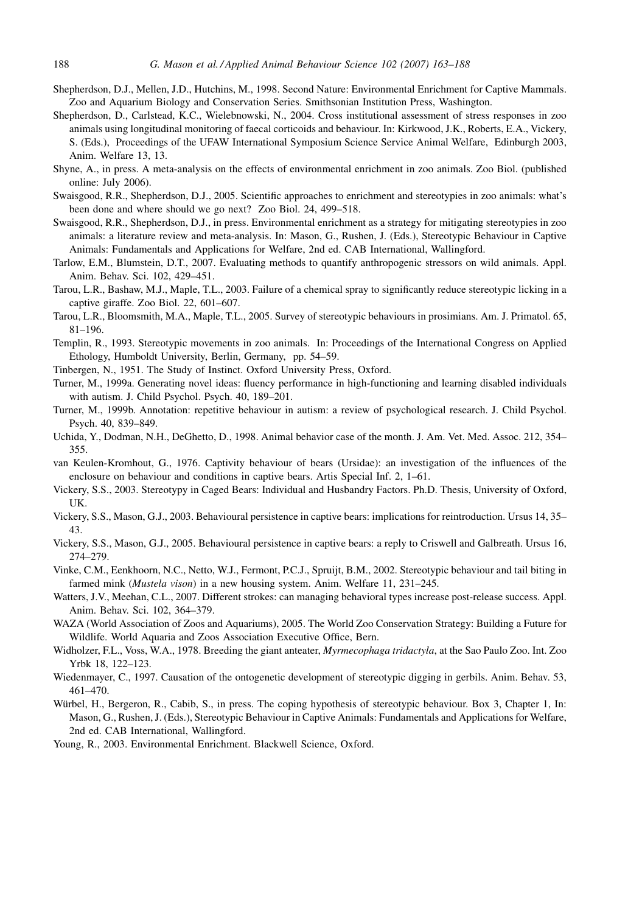Shepherdson, D.J., Mellen, J.D., Hutchins, M., 1998. Second Nature: Environmental Enrichment for Captive Mammals. Zoo and Aquarium Biology and Conservation Series. Smithsonian Institution Press, Washington.

Shepherdson, D., Carlstead, K.C., Wielebnowski, N., 2004. Cross institutional assessment of stress responses in zoo animals using longitudinal monitoring of faecal corticoids and behaviour. In: Kirkwood, J.K., Roberts, E.A., Vickery, S. (Eds.), Proceedings of the UFAW International Symposium Science Service Animal Welfare, Edinburgh 2003, Anim. Welfare 13, 13.

Shyne, A., in press. A meta-analysis on the effects of environmental enrichment in zoo animals. Zoo Biol. (published online: July 2006).

Swaisgood, R.R., Shepherdson, D.J., 2005. Scientific approaches to enrichment and stereotypies in zoo animals: what's been done and where should we go next? Zoo Biol. 24, 499–518.

Swaisgood, R.R., Shepherdson, D.J., in press. Environmental enrichment as a strategy for mitigating stereotypies in zoo animals: a literature review and meta-analysis. In: Mason, G., Rushen, J. (Eds.), Stereotypic Behaviour in Captive Animals: Fundamentals and Applications for Welfare, 2nd ed. CAB International, Wallingford.

Tarlow, E.M., Blumstein, D.T., 2007. Evaluating methods to quantify anthropogenic stressors on wild animals. Appl. Anim. Behav. Sci. 102, 429–451.

Tarou, L.R., Bashaw, M.J., Maple, T.L., 2003. Failure of a chemical spray to significantly reduce stereotypic licking in a captive giraffe. Zoo Biol. 22, 601–607.

Tarou, L.R., Bloomsmith, M.A., Maple, T.L., 2005. Survey of stereotypic behaviours in prosimians. Am. J. Primatol. 65, 81–196.

Templin, R., 1993. Stereotypic movements in zoo animals. In: Proceedings of the International Congress on Applied Ethology, Humboldt University, Berlin, Germany, pp. 54–59.

Tinbergen, N., 1951. The Study of Instinct. Oxford University Press, Oxford.

Turner, M., 1999a. Generating novel ideas: fluency performance in high-functioning and learning disabled individuals with autism. J. Child Psychol. Psych. 40, 189–201.

Turner, M., 1999b. Annotation: repetitive behaviour in autism: a review of psychological research. J. Child Psychol. Psych. 40, 839–849.

Uchida, Y., Dodman, N.H., DeGhetto, D., 1998. Animal behavior case of the month. J. Am. Vet. Med. Assoc. 212, 354–355.

van Keulen-Kromhout, G., 1976. Captivity behaviour of bears (Ursidae): an investigation of the influences of the enclosure on behaviour and conditions in captive bears. Artis Special Inf. 2, 1–61.

Vickery, S.S., 2003. Stereotypy in Caged Bears: Individual and Husbandry Factors. Ph.D. Thesis, University of Oxford, UK.

Vickery, S.S., Mason, G.J., 2003. Behavioural persistence in captive bears: implications for reintroduction. Ursus 14, 35–43.

Vickery, S.S., Mason, G.J., 2005. Behavioural persistence in captive bears: a reply to Criswell and Galbreath. Ursus 16, 274–279.

Vinke, C.M., Eenkhoorn, N.C., Netto, W.J., Fermont, P.C.J., Spruijt, B.M., 2002. Stereotypic behaviour and tail biting in farmed mink (*Mustela vison*) in a new housing system. Anim. Welfare 11, 231–245.

Watters, J.V., Meehan, C.L., 2007. Different strokes: can managing behavioral types increase post-release success. Appl. Anim. Behav. Sci. 102, 364–379.

WAZA (World Association of Zoos and Aquariums), 2005. The World Zoo Conservation Strategy: Building a Future for Wildlife. World Aquaria and Zoos Association Executive Office, Bern.

Widholzer, F.L., Voss, W.A., 1978. Breeding the giant anteater, *Myrmecophaga tridactyla*, at the Sao Paulo Zoo. Int. Zoo Yrbk 18, 122–123.

Wiedenmayer, C., 1997. Causation of the ontogenetic development of stereotypic digging in gerbils. Anim. Behav. 53, 461–470.

Würbel, H., Bergeron, R., Cabib, S., in press. The coping hypothesis of stereotypic behaviour. Box 3, Chapter 1, In: Mason, G., Rushen, J. (Eds.), Stereotypic Behaviour in Captive Animals: Fundamentals and Applications for Welfare, 2nd ed. CAB International, Wallingford.

Young, R., 2003. Environmental Enrichment. Blackwell Science, Oxford.